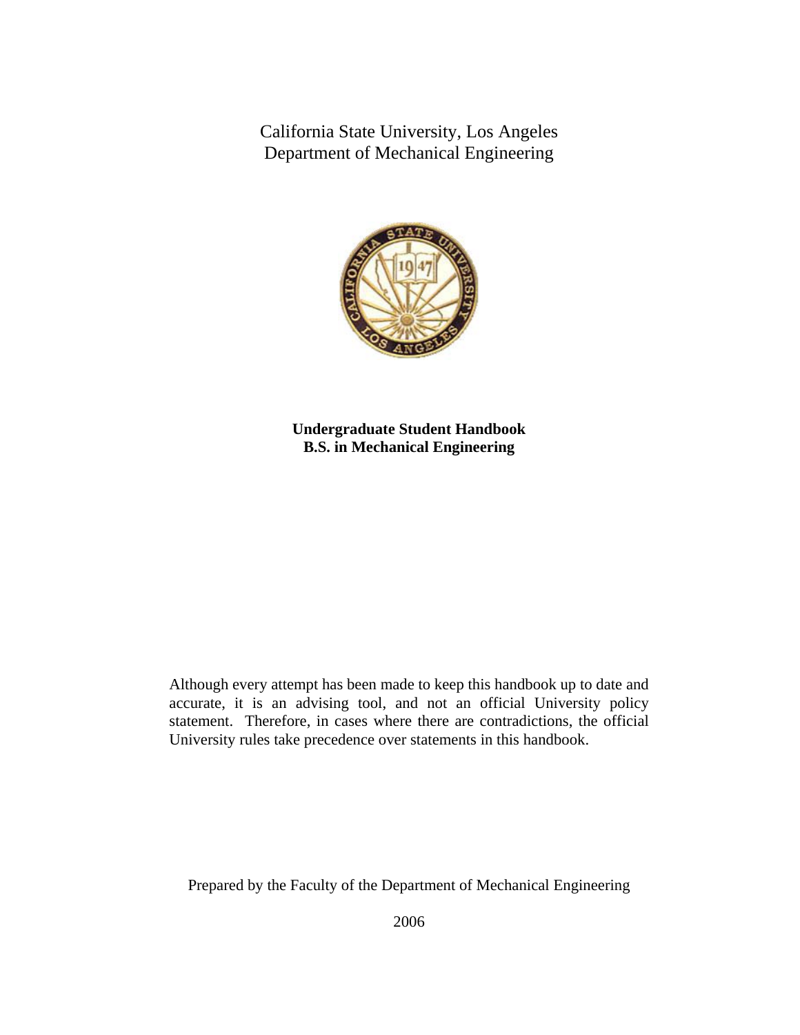California State University, Los Angeles
Department of Mechanical Engineering

**Undergraduate Student Handbook**
**B.S. in Mechanical Engineering**

Although every attempt has been made to keep this handbook up to date and accurate, it is an advising tool, and not an official University policy statement. Therefore, in cases where there are contradictions, the official University rules take precedence over statements in this handbook.

Prepared by the Faculty of the Department of Mechanical Engineering

2006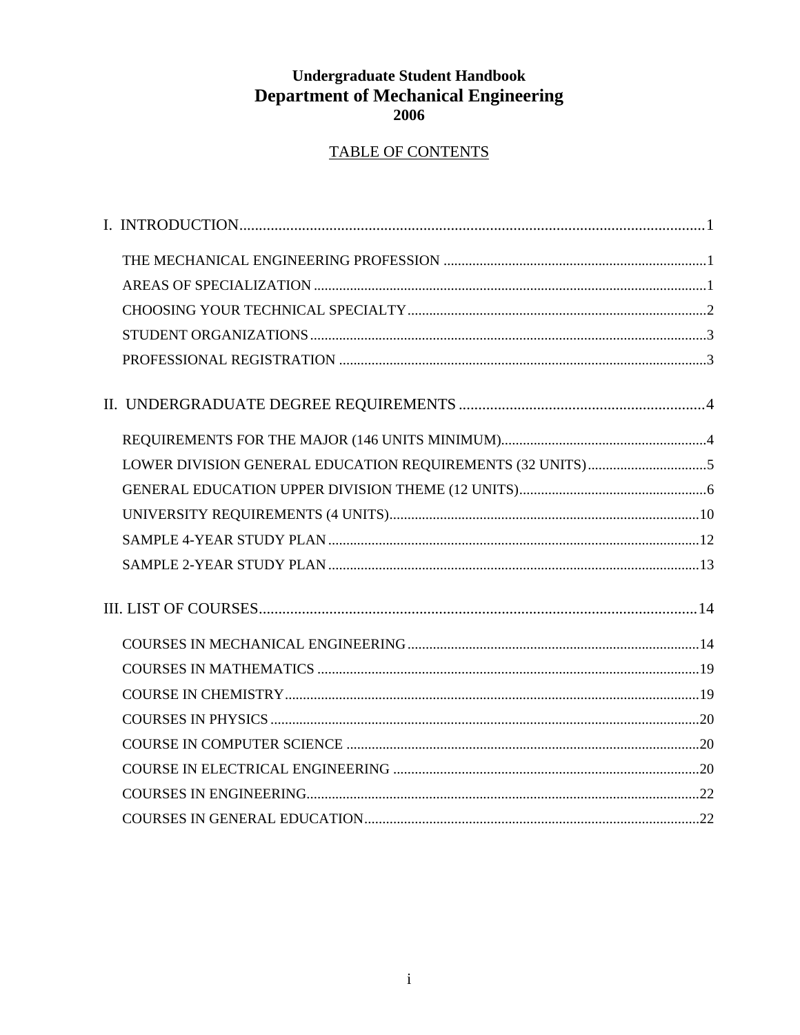**Undergraduate Student Handbook**

# Department of Mechanical Engineering

**2006**

## TABLE OF CONTENTS

I. INTRODUCTION......1

- THE MECHANICAL ENGINEERING PROFESSION......1
- AREAS OF SPECIALIZATION......1
- CHOOSING YOUR TECHNICAL SPECIALTY......2
- STUDENT ORGANIZATIONS......3
- PROFESSIONAL REGISTRATION......3

II. UNDERGRADUATE DEGREE REQUIREMENTS......4

- REQUIREMENTS FOR THE MAJOR (146 UNITS MINIMUM)......4
- LOWER DIVISION GENERAL EDUCATION REQUIREMENTS (32 UNITS)......5
- GENERAL EDUCATION UPPER DIVISION THEME (12 UNITS)......6
- UNIVERSITY REQUIREMENTS (4 UNITS)......10
- SAMPLE 4-YEAR STUDY PLAN......12
- SAMPLE 2-YEAR STUDY PLAN......13

III. LIST OF COURSES......14

- COURSES IN MECHANICAL ENGINEERING......14
- COURSES IN MATHEMATICS......19
- COURSE IN CHEMISTRY......19
- COURSES IN PHYSICS......20
- COURSE IN COMPUTER SCIENCE......20
- COURSE IN ELECTRICAL ENGINEERING......20
- COURSES IN ENGINEERING......22
- COURSES IN GENERAL EDUCATION......22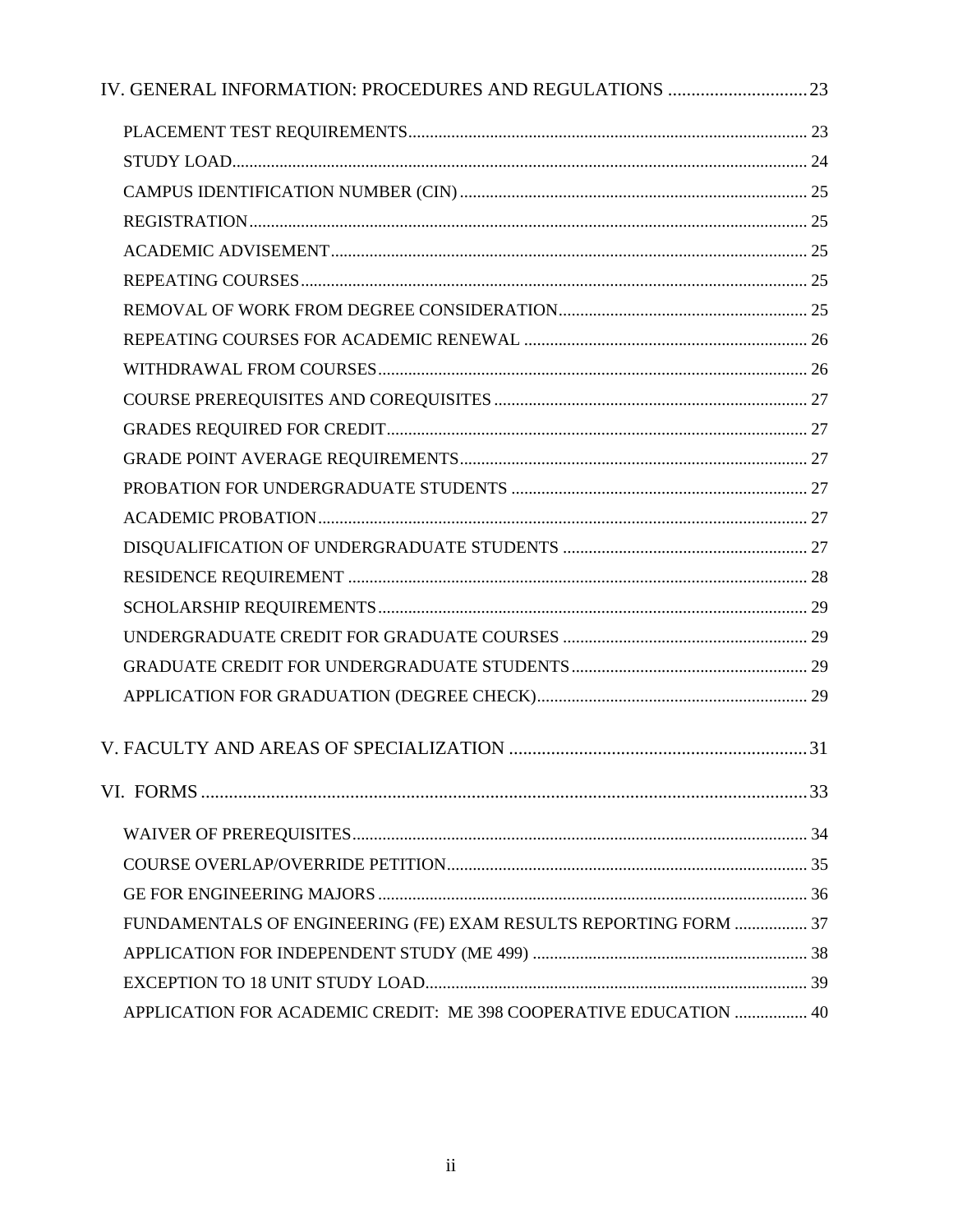IV. GENERAL INFORMATION: PROCEDURES AND REGULATIONS .............................. 23

- PLACEMENT TEST REQUIREMENTS ........................................................................................ 23
- STUDY LOAD ........................................................................................................................ 24
- CAMPUS IDENTIFICATION NUMBER (CIN) ............................................................................ 25
- REGISTRATION ..................................................................................................................... 25
- ACADEMIC ADVISEMENT ....................................................................................................... 25
- REPEATING COURSES ........................................................................................................... 25
- REMOVAL OF WORK FROM DEGREE CONSIDERATION ........................................................... 25
- REPEATING COURSES FOR ACADEMIC RENEWAL .................................................................. 26
- WITHDRAWAL FROM COURSES .............................................................................................. 26
- COURSE PREREQUISITES AND COREQUISITES ........................................................................ 27
- GRADES REQUIRED FOR CREDIT ............................................................................................. 27
- GRADE POINT AVERAGE REQUIREMENTS ................................................................................ 27
- PROBATION FOR UNDERGRADUATE STUDENTS ......................................................................... 27
- ACADEMIC PROBATION ........................................................................................................... 27
- DISQUALIFICATION OF UNDERGRADUATE STUDENTS ............................................................... 27
- RESIDENCE REQUIREMENT ...................................................................................................... 28
- SCHOLARSHIP REQUIREMENTS ................................................................................................. 29
- UNDERGRADUATE CREDIT FOR GRADUATE COURSES ................................................................ 29
- GRADUATE CREDIT FOR UNDERGRADUATE STUDENTS ............................................................... 29
- APPLICATION FOR GRADUATION (DEGREE CHECK) .................................................................... 29

V. FACULTY AND AREAS OF SPECIALIZATION ................................................................ 31

VI. FORMS .................................................................................................................................. 33

- WAIVER OF PREREQUISITES ......................................................................................................... 34
- COURSE OVERLAP/OVERRIDE PETITION ....................................................................................... 35
- GE FOR ENGINEERING MAJORS ..................................................................................................... 36
- FUNDAMENTALS OF ENGINEERING (FE) EXAM RESULTS REPORTING FORM .................................. 37
- APPLICATION FOR INDEPENDENT STUDY (ME 499) ...................................................................... 38
- EXCEPTION TO 18 UNIT STUDY LOAD ............................................................................................ 39
- APPLICATION FOR ACADEMIC CREDIT: ME 398 COOPERATIVE EDUCATION .................................. 40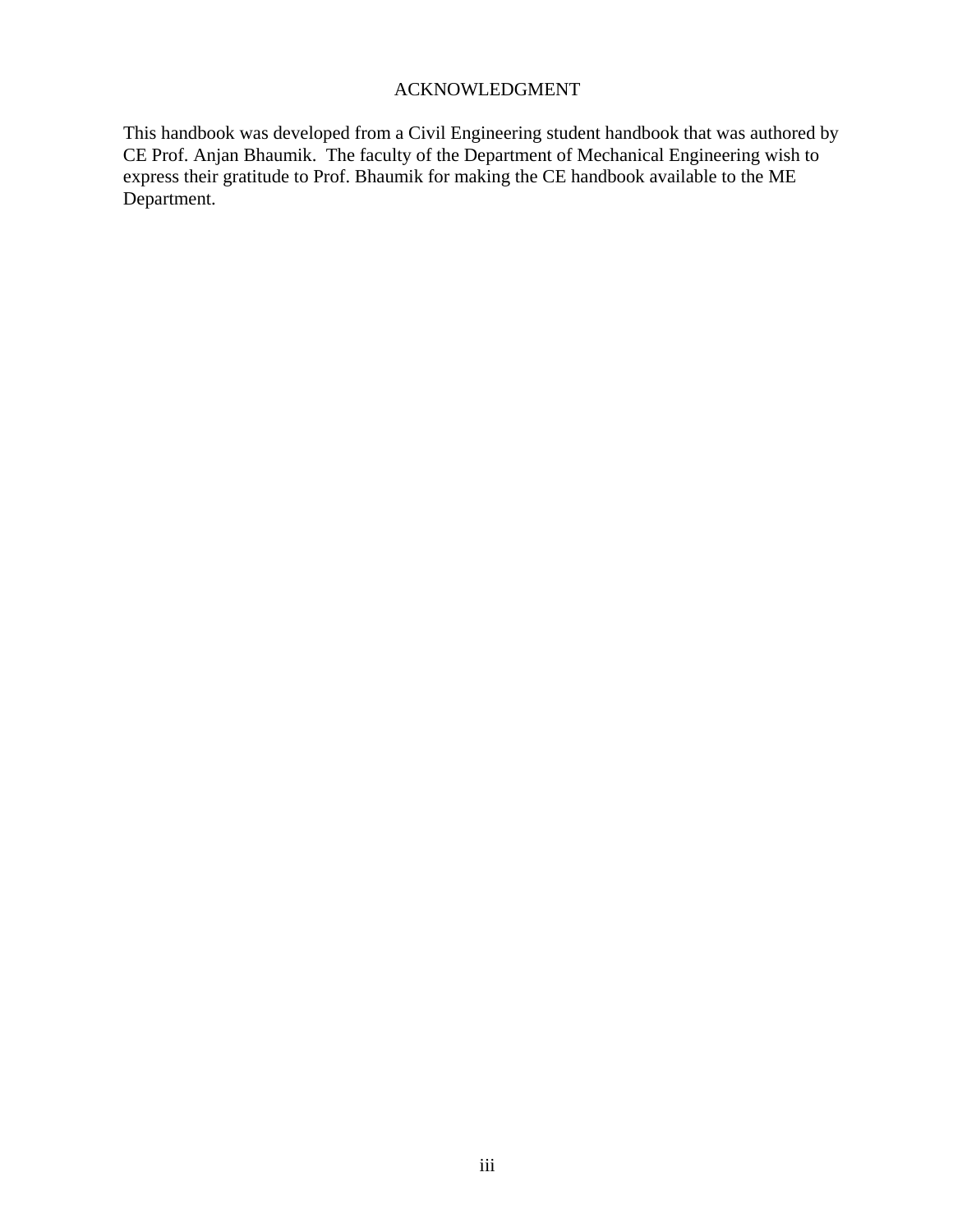# ACKNOWLEDGMENT

This handbook was developed from a Civil Engineering student handbook that was authored by CE Prof. Anjan Bhaumik. The faculty of the Department of Mechanical Engineering wish to express their gratitude to Prof. Bhaumik for making the CE handbook available to the ME Department.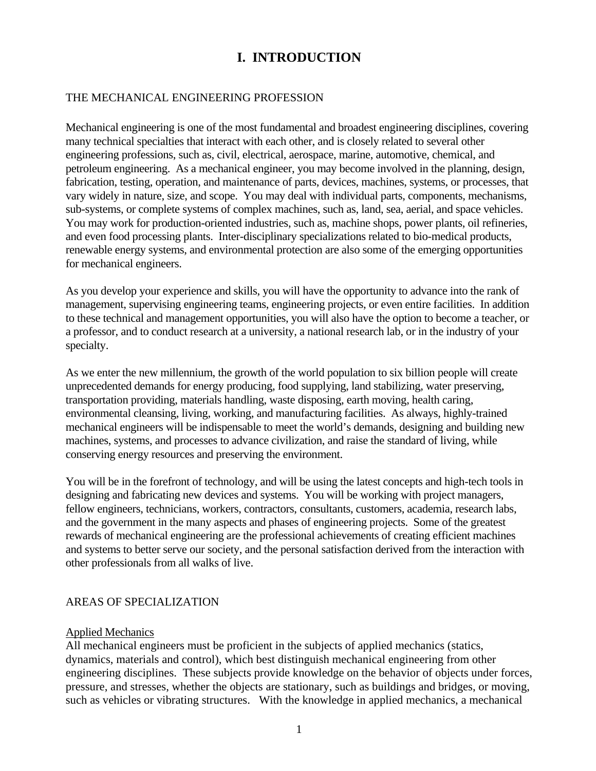# I. INTRODUCTION

## THE MECHANICAL ENGINEERING PROFESSION

Mechanical engineering is one of the most fundamental and broadest engineering disciplines, covering many technical specialties that interact with each other, and is closely related to several other engineering professions, such as, civil, electrical, aerospace, marine, automotive, chemical, and petroleum engineering. As a mechanical engineer, you may become involved in the planning, design, fabrication, testing, operation, and maintenance of parts, devices, machines, systems, or processes, that vary widely in nature, size, and scope. You may deal with individual parts, components, mechanisms, sub-systems, or complete systems of complex machines, such as, land, sea, aerial, and space vehicles. You may work for production-oriented industries, such as, machine shops, power plants, oil refineries, and even food processing plants. Inter-disciplinary specializations related to bio-medical products, renewable energy systems, and environmental protection are also some of the emerging opportunities for mechanical engineers.

As you develop your experience and skills, you will have the opportunity to advance into the rank of management, supervising engineering teams, engineering projects, or even entire facilities. In addition to these technical and management opportunities, you will also have the option to become a teacher, or a professor, and to conduct research at a university, a national research lab, or in the industry of your specialty.

As we enter the new millennium, the growth of the world population to six billion people will create unprecedented demands for energy producing, food supplying, land stabilizing, water preserving, transportation providing, materials handling, waste disposing, earth moving, health caring, environmental cleansing, living, working, and manufacturing facilities. As always, highly-trained mechanical engineers will be indispensable to meet the world's demands, designing and building new machines, systems, and processes to advance civilization, and raise the standard of living, while conserving energy resources and preserving the environment.

You will be in the forefront of technology, and will be using the latest concepts and high-tech tools in designing and fabricating new devices and systems. You will be working with project managers, fellow engineers, technicians, workers, contractors, consultants, customers, academia, research labs, and the government in the many aspects and phases of engineering projects. Some of the greatest rewards of mechanical engineering are the professional achievements of creating efficient machines and systems to better serve our society, and the personal satisfaction derived from the interaction with other professionals from all walks of live.

## AREAS OF SPECIALIZATION

### Applied Mechanics

All mechanical engineers must be proficient in the subjects of applied mechanics (statics, dynamics, materials and control), which best distinguish mechanical engineering from other engineering disciplines. These subjects provide knowledge on the behavior of objects under forces, pressure, and stresses, whether the objects are stationary, such as buildings and bridges, or moving, such as vehicles or vibrating structures. With the knowledge in applied mechanics, a mechanical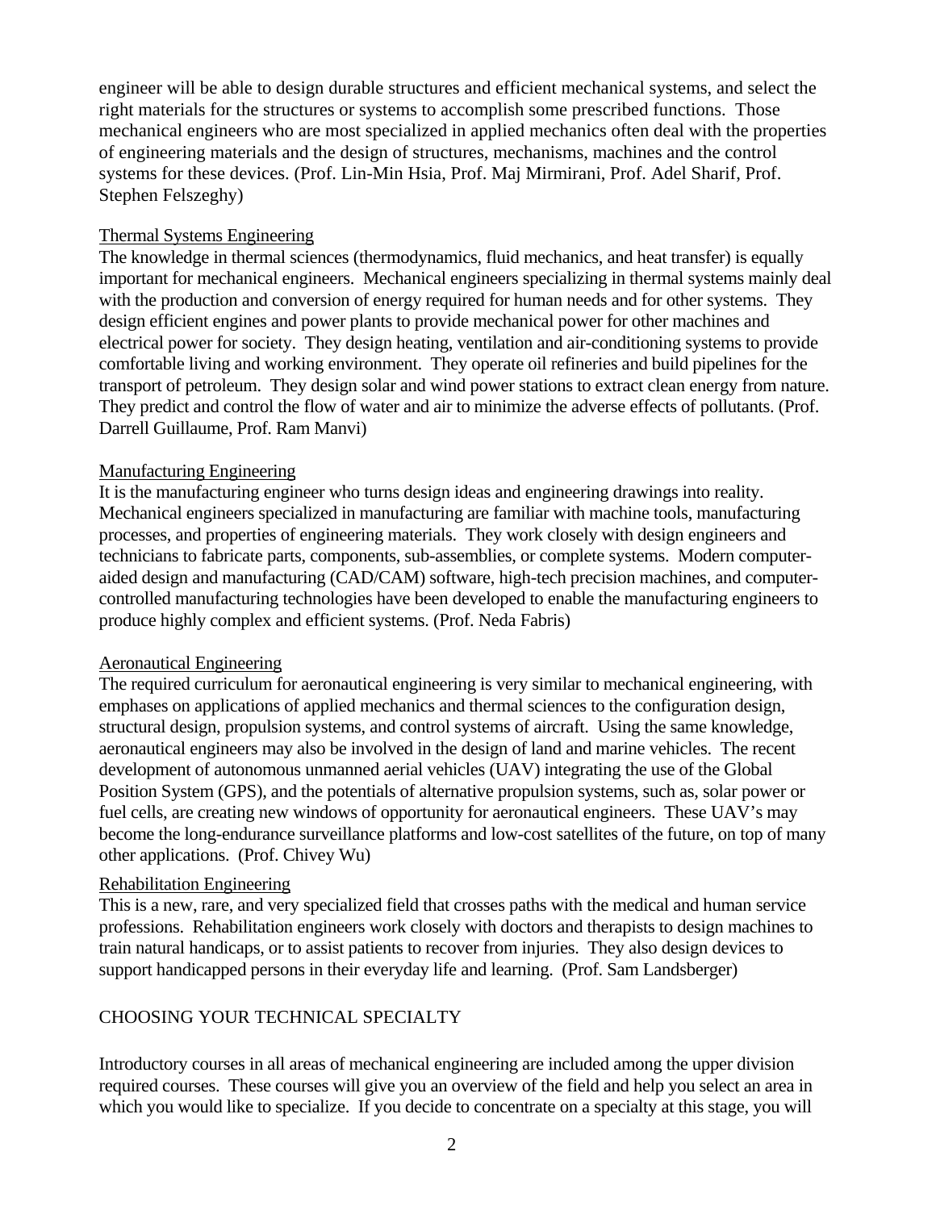engineer will be able to design durable structures and efficient mechanical systems, and select the right materials for the structures or systems to accomplish some prescribed functions. Those mechanical engineers who are most specialized in applied mechanics often deal with the properties of engineering materials and the design of structures, mechanisms, machines and the control systems for these devices. (Prof. Lin-Min Hsia, Prof. Maj Mirmirani, Prof. Adel Sharif, Prof. Stephen Felszeghy)

### Thermal Systems Engineering

The knowledge in thermal sciences (thermodynamics, fluid mechanics, and heat transfer) is equally important for mechanical engineers. Mechanical engineers specializing in thermal systems mainly deal with the production and conversion of energy required for human needs and for other systems. They design efficient engines and power plants to provide mechanical power for other machines and electrical power for society. They design heating, ventilation and air-conditioning systems to provide comfortable living and working environment. They operate oil refineries and build pipelines for the transport of petroleum. They design solar and wind power stations to extract clean energy from nature. They predict and control the flow of water and air to minimize the adverse effects of pollutants. (Prof. Darrell Guillaume, Prof. Ram Manvi)

### Manufacturing Engineering

It is the manufacturing engineer who turns design ideas and engineering drawings into reality. Mechanical engineers specialized in manufacturing are familiar with machine tools, manufacturing processes, and properties of engineering materials. They work closely with design engineers and technicians to fabricate parts, components, sub-assemblies, or complete systems. Modern computer-aided design and manufacturing (CAD/CAM) software, high-tech precision machines, and computer-controlled manufacturing technologies have been developed to enable the manufacturing engineers to produce highly complex and efficient systems. (Prof. Neda Fabris)

### Aeronautical Engineering

The required curriculum for aeronautical engineering is very similar to mechanical engineering, with emphases on applications of applied mechanics and thermal sciences to the configuration design, structural design, propulsion systems, and control systems of aircraft. Using the same knowledge, aeronautical engineers may also be involved in the design of land and marine vehicles. The recent development of autonomous unmanned aerial vehicles (UAV) integrating the use of the Global Position System (GPS), and the potentials of alternative propulsion systems, such as, solar power or fuel cells, are creating new windows of opportunity for aeronautical engineers. These UAV's may become the long-endurance surveillance platforms and low-cost satellites of the future, on top of many other applications. (Prof. Chivey Wu)

### Rehabilitation Engineering

This is a new, rare, and very specialized field that crosses paths with the medical and human service professions. Rehabilitation engineers work closely with doctors and therapists to design machines to train natural handicaps, or to assist patients to recover from injuries. They also design devices to support handicapped persons in their everyday life and learning. (Prof. Sam Landsberger)

## CHOOSING YOUR TECHNICAL SPECIALTY

Introductory courses in all areas of mechanical engineering are included among the upper division required courses. These courses will give you an overview of the field and help you select an area in which you would like to specialize. If you decide to concentrate on a specialty at this stage, you will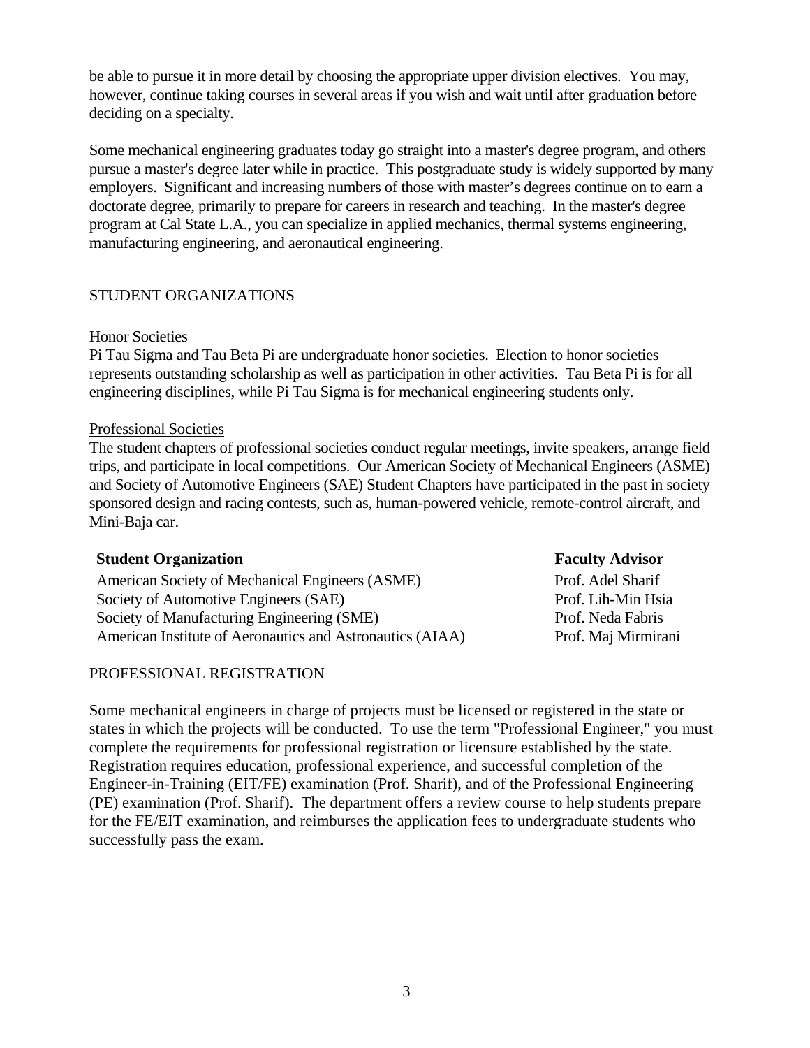be able to pursue it in more detail by choosing the appropriate upper division electives. You may, however, continue taking courses in several areas if you wish and wait until after graduation before deciding on a specialty.

Some mechanical engineering graduates today go straight into a master's degree program, and others pursue a master's degree later while in practice. This postgraduate study is widely supported by many employers. Significant and increasing numbers of those with master's degrees continue on to earn a doctorate degree, primarily to prepare for careers in research and teaching. In the master's degree program at Cal State L.A., you can specialize in applied mechanics, thermal systems engineering, manufacturing engineering, and aeronautical engineering.

## STUDENT ORGANIZATIONS

### Honor Societies

Pi Tau Sigma and Tau Beta Pi are undergraduate honor societies. Election to honor societies represents outstanding scholarship as well as participation in other activities. Tau Beta Pi is for all engineering disciplines, while Pi Tau Sigma is for mechanical engineering students only.

### Professional Societies

The student chapters of professional societies conduct regular meetings, invite speakers, arrange field trips, and participate in local competitions. Our American Society of Mechanical Engineers (ASME) and Society of Automotive Engineers (SAE) Student Chapters have participated in the past in society sponsored design and racing contests, such as, human-powered vehicle, remote-control aircraft, and Mini-Baja car.

| Student Organization | Faculty Advisor |
|---|---|
| American Society of Mechanical Engineers (ASME) | Prof. Adel Sharif |
| Society of Automotive Engineers (SAE) | Prof. Lih-Min Hsia |
| Society of Manufacturing Engineering (SME) | Prof. Neda Fabris |
| American Institute of Aeronautics and Astronautics (AIAA) | Prof. Maj Mirmirani |

## PROFESSIONAL REGISTRATION

Some mechanical engineers in charge of projects must be licensed or registered in the state or states in which the projects will be conducted. To use the term "Professional Engineer," you must complete the requirements for professional registration or licensure established by the state. Registration requires education, professional experience, and successful completion of the Engineer-in-Training (EIT/FE) examination (Prof. Sharif), and of the Professional Engineering (PE) examination (Prof. Sharif). The department offers a review course to help students prepare for the FE/EIT examination, and reimburses the application fees to undergraduate students who successfully pass the exam.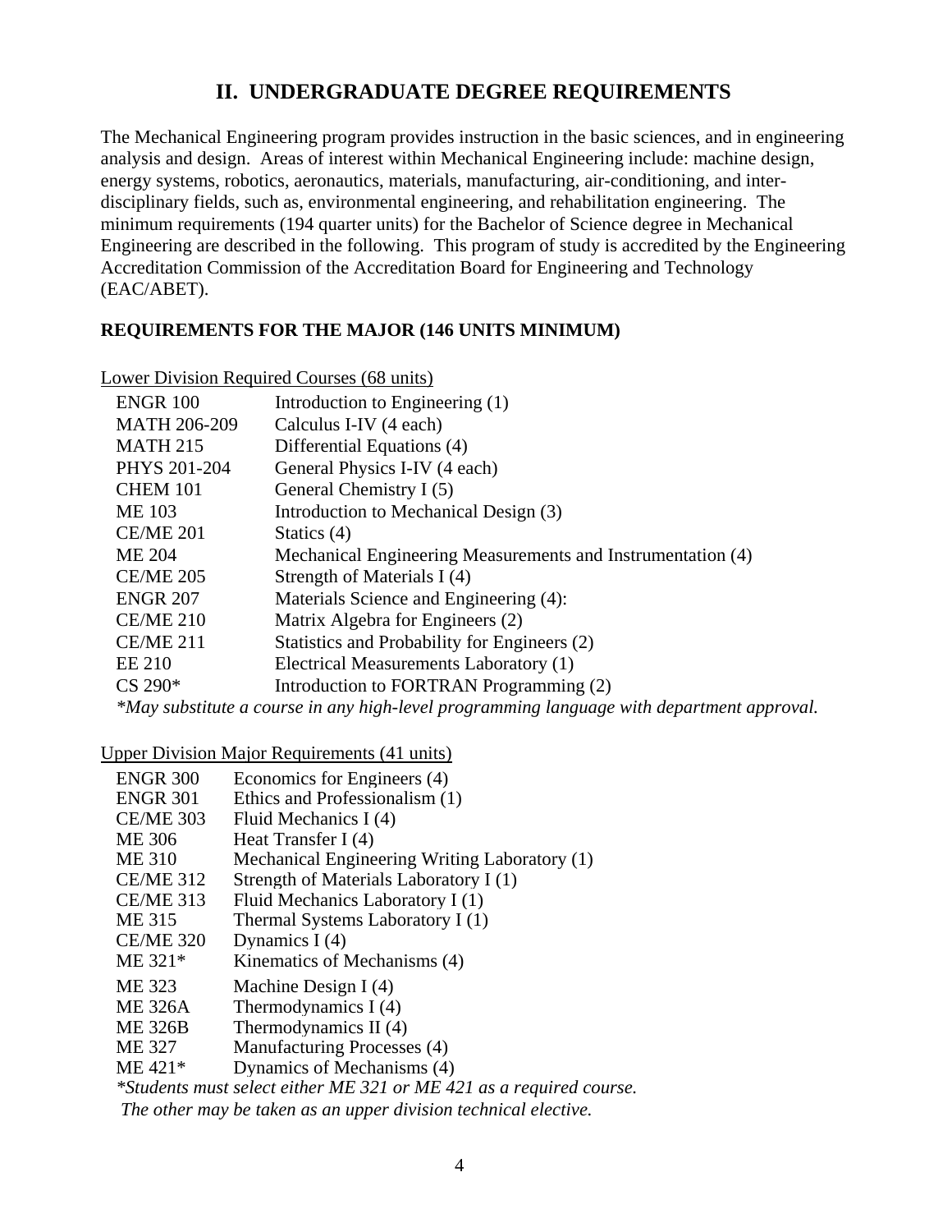## II. UNDERGRADUATE DEGREE REQUIREMENTS

The Mechanical Engineering program provides instruction in the basic sciences, and in engineering analysis and design. Areas of interest within Mechanical Engineering include: machine design, energy systems, robotics, aeronautics, materials, manufacturing, air-conditioning, and inter-disciplinary fields, such as, environmental engineering, and rehabilitation engineering. The minimum requirements (194 quarter units) for the Bachelor of Science degree in Mechanical Engineering are described in the following. This program of study is accredited by the Engineering Accreditation Commission of the Accreditation Board for Engineering and Technology (EAC/ABET).

### REQUIREMENTS FOR THE MAJOR (146 UNITS MINIMUM)

Lower Division Required Courses (68 units)

| Course | Title |
|---|---|
| ENGR 100 | Introduction to Engineering (1) |
| MATH 206-209 | Calculus I-IV (4 each) |
| MATH 215 | Differential Equations (4) |
| PHYS 201-204 | General Physics I-IV (4 each) |
| CHEM 101 | General Chemistry I (5) |
| ME 103 | Introduction to Mechanical Design (3) |
| CE/ME 201 | Statics (4) |
| ME 204 | Mechanical Engineering Measurements and Instrumentation (4) |
| CE/ME 205 | Strength of Materials I (4) |
| ENGR 207 | Materials Science and Engineering (4): |
| CE/ME 210 | Matrix Algebra for Engineers (2) |
| CE/ME 211 | Statistics and Probability for Engineers (2) |
| EE 210 | Electrical Measurements Laboratory (1) |
| CS 290* | Introduction to FORTRAN Programming (2) |

*\*May substitute a course in any high-level programming language with department approval.*

Upper Division Major Requirements (41 units)

| Course | Title |
|---|---|
| ENGR 300 | Economics for Engineers (4) |
| ENGR 301 | Ethics and Professionalism (1) |
| CE/ME 303 | Fluid Mechanics I (4) |
| ME 306 | Heat Transfer I (4) |
| ME 310 | Mechanical Engineering Writing Laboratory (1) |
| CE/ME 312 | Strength of Materials Laboratory I (1) |
| CE/ME 313 | Fluid Mechanics Laboratory I (1) |
| ME 315 | Thermal Systems Laboratory I (1) |
| CE/ME 320 | Dynamics I (4) |
| ME 321* | Kinematics of Mechanisms (4) |
| ME 323 | Machine Design I (4) |
| ME 326A | Thermodynamics I (4) |
| ME 326B | Thermodynamics II (4) |
| ME 327 | Manufacturing Processes (4) |
| ME 421* | Dynamics of Mechanisms (4) |

*\*Students must select either ME 321 or ME 421 as a required course. The other may be taken as an upper division technical elective.*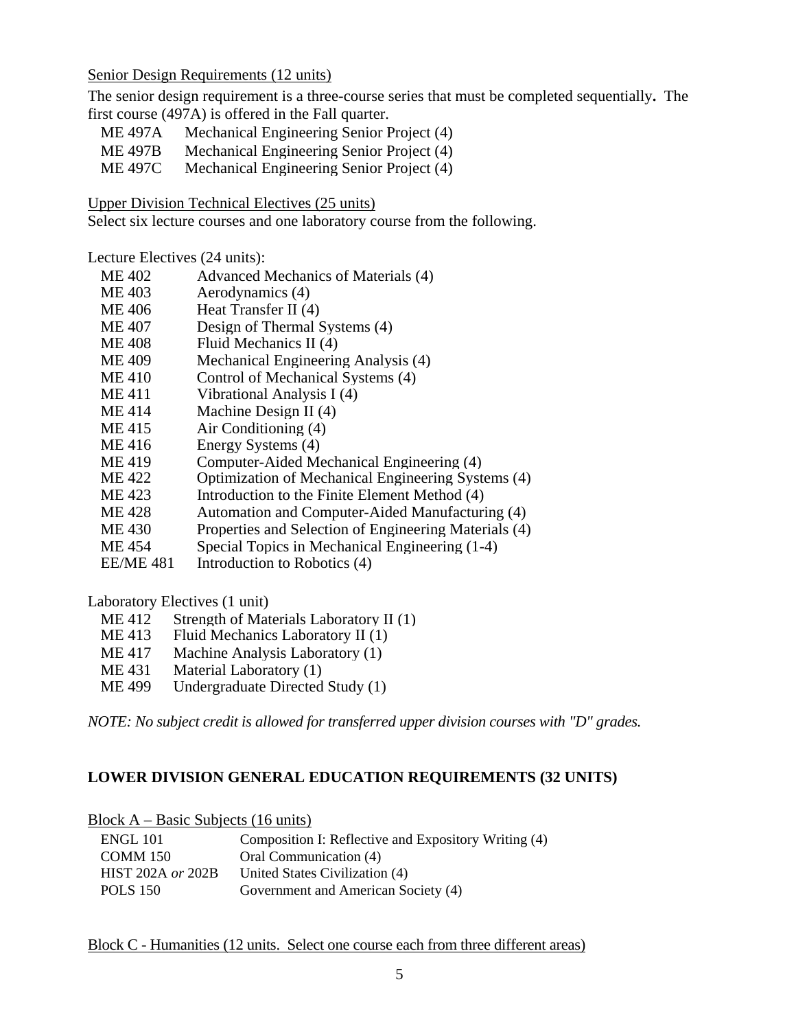Senior Design Requirements (12 units)

The senior design requirement is a three-course series that must be completed sequentially**.** The first course (497A) is offered in the Fall quarter.

| | |
|---|---|
| ME 497A | Mechanical Engineering Senior Project (4) |
| ME 497B | Mechanical Engineering Senior Project (4) |
| ME 497C | Mechanical Engineering Senior Project (4) |

Upper Division Technical Electives (25 units)

Select six lecture courses and one laboratory course from the following.

Lecture Electives (24 units):

| | |
|---|---|
| ME 402 | Advanced Mechanics of Materials (4) |
| ME 403 | Aerodynamics (4) |
| ME 406 | Heat Transfer II (4) |
| ME 407 | Design of Thermal Systems (4) |
| ME 408 | Fluid Mechanics II (4) |
| ME 409 | Mechanical Engineering Analysis (4) |
| ME 410 | Control of Mechanical Systems (4) |
| ME 411 | Vibrational Analysis I (4) |
| ME 414 | Machine Design II (4) |
| ME 415 | Air Conditioning (4) |
| ME 416 | Energy Systems (4) |
| ME 419 | Computer-Aided Mechanical Engineering (4) |
| ME 422 | Optimization of Mechanical Engineering Systems (4) |
| ME 423 | Introduction to the Finite Element Method (4) |
| ME 428 | Automation and Computer-Aided Manufacturing (4) |
| ME 430 | Properties and Selection of Engineering Materials (4) |
| ME 454 | Special Topics in Mechanical Engineering (1-4) |
| EE/ME 481 | Introduction to Robotics (4) |

Laboratory Electives (1 unit)

| | |
|---|---|
| ME 412 | Strength of Materials Laboratory II (1) |
| ME 413 | Fluid Mechanics Laboratory II (1) |
| ME 417 | Machine Analysis Laboratory (1) |
| ME 431 | Material Laboratory (1) |
| ME 499 | Undergraduate Directed Study (1) |

*NOTE: No subject credit is allowed for transferred upper division courses with "D" grades.*

## LOWER DIVISION GENERAL EDUCATION REQUIREMENTS (32 UNITS)

Block A – Basic Subjects (16 units)

| | |
|---|---|
| ENGL 101 | Composition I: Reflective and Expository Writing (4) |
| COMM 150 | Oral Communication (4) |
| HIST 202A *or* 202B | United States Civilization (4) |
| POLS 150 | Government and American Society (4) |

Block C - Humanities (12 units. Select one course each from three different areas)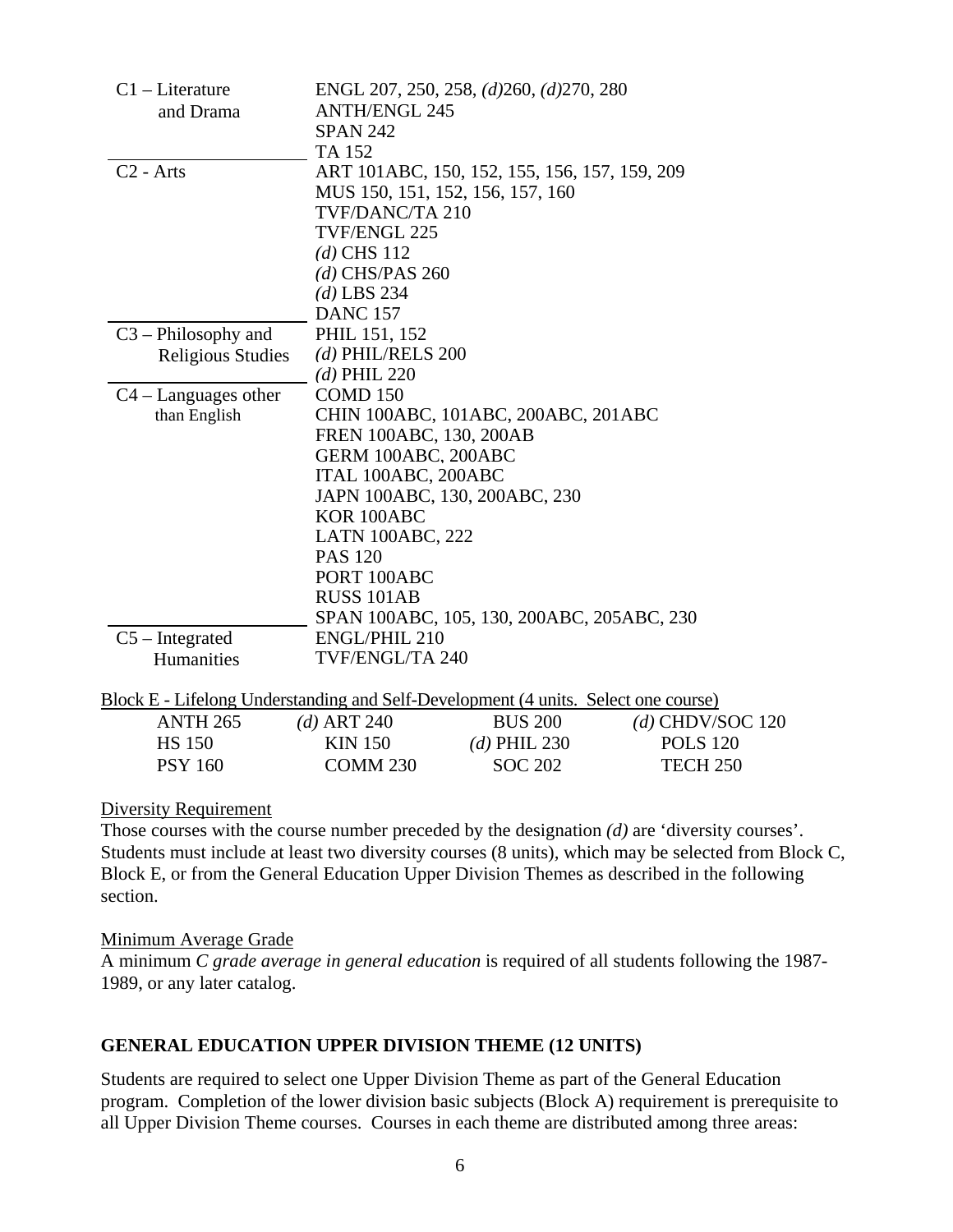| | |
|---|---|
| C1 – Literature and Drama | ENGL 207, 250, 258, *(d)*260, *(d)*270, 280<br>ANTH/ENGL 245<br>SPAN 242<br>TA 152 |
| C2 - Arts | ART 101ABC, 150, 152, 155, 156, 157, 159, 209<br>MUS 150, 151, 152, 156, 157, 160<br>TVF/DANC/TA 210<br>TVF/ENGL 225<br>*(d)* CHS 112<br>*(d)* CHS/PAS 260<br>*(d)* LBS 234<br>DANC 157 |
| C3 – Philosophy and Religious Studies | PHIL 151, 152<br>*(d)* PHIL/RELS 200<br>*(d)* PHIL 220 |
| C4 – Languages other than English | COMD 150<br>CHIN 100ABC, 101ABC, 200ABC, 201ABC<br>FREN 100ABC, 130, 200AB<br>GERM 100ABC, 200ABC<br>ITAL 100ABC, 200ABC<br>JAPN 100ABC, 130, 200ABC, 230<br>KOR 100ABC<br>LATN 100ABC, 222<br>PAS 120<br>PORT 100ABC<br>RUSS 101AB<br>SPAN 100ABC, 105, 130, 200ABC, 205ABC, 230 |
| C5 – Integrated Humanities | ENGL/PHIL 210<br>TVF/ENGL/TA 240 |

Block E - Lifelong Understanding and Self-Development (4 units. Select one course)

| | | | |
|---|---|---|---|
| ANTH 265 | *(d)* ART 240 | BUS 200 | *(d)* CHDV/SOC 120 |
| HS 150 | KIN 150 | *(d)* PHIL 230 | POLS 120 |
| PSY 160 | COMM 230 | SOC 202 | TECH 250 |

Diversity Requirement

Those courses with the course number preceded by the designation *(d)* are 'diversity courses'. Students must include at least two diversity courses (8 units), which may be selected from Block C, Block E, or from the General Education Upper Division Themes as described in the following section.

Minimum Average Grade

A minimum *C grade average in general education* is required of all students following the 1987-1989, or any later catalog.

## GENERAL EDUCATION UPPER DIVISION THEME (12 UNITS)

Students are required to select one Upper Division Theme as part of the General Education program. Completion of the lower division basic subjects (Block A) requirement is prerequisite to all Upper Division Theme courses. Courses in each theme are distributed among three areas: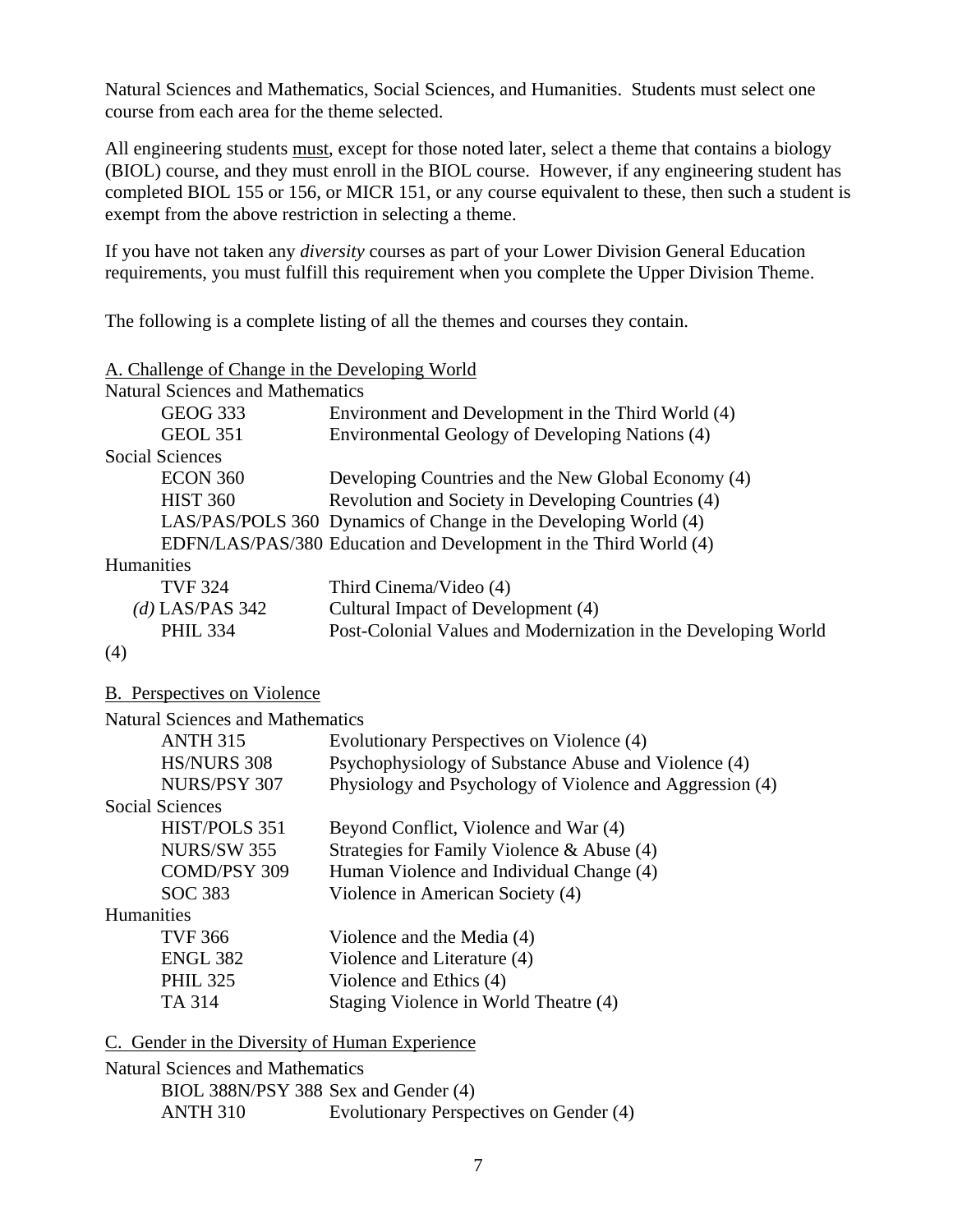Natural Sciences and Mathematics, Social Sciences, and Humanities. Students must select one course from each area for the theme selected.

All engineering students <u>must</u>, except for those noted later, select a theme that contains a biology (BIOL) course, and they must enroll in the BIOL course. However, if any engineering student has completed BIOL 155 or 156, or MICR 151, or any course equivalent to these, then such a student is exempt from the above restriction in selecting a theme.

If you have not taken any *diversity* courses as part of your Lower Division General Education requirements, you must fulfill this requirement when you complete the Upper Division Theme.

The following is a complete listing of all the themes and courses they contain.

<u>A. Challenge of Change in the Developing World</u>

Natural Sciences and Mathematics

- GEOG 333 — Environment and Development in the Third World (4)
- GEOL 351 — Environmental Geology of Developing Nations (4)

Social Sciences

- ECON 360 — Developing Countries and the New Global Economy (4)
- HIST 360 — Revolution and Society in Developing Countries (4)
- LAS/PAS/POLS 360 — Dynamics of Change in the Developing World (4)
- EDFN/LAS/PAS/380 — Education and Development in the Third World (4)

Humanities

- TVF 324 — Third Cinema/Video (4)
- *(d)* LAS/PAS 342 — Cultural Impact of Development (4)
- PHIL 334 — Post-Colonial Values and Modernization in the Developing World (4)

<u>B. Perspectives on Violence</u>

Natural Sciences and Mathematics

- ANTH 315 — Evolutionary Perspectives on Violence (4)
- HS/NURS 308 — Psychophysiology of Substance Abuse and Violence (4)
- NURS/PSY 307 — Physiology and Psychology of Violence and Aggression (4)

Social Sciences

- HIST/POLS 351 — Beyond Conflict, Violence and War (4)
- NURS/SW 355 — Strategies for Family Violence & Abuse (4)
- COMD/PSY 309 — Human Violence and Individual Change (4)
- SOC 383 — Violence in American Society (4)

Humanities

- TVF 366 — Violence and the Media (4)
- ENGL 382 — Violence and Literature (4)
- PHIL 325 — Violence and Ethics (4)
- TA 314 — Staging Violence in World Theatre (4)

<u>C. Gender in the Diversity of Human Experience</u>

Natural Sciences and Mathematics

- BIOL 388N/PSY 388 — Sex and Gender (4)
- ANTH 310 — Evolutionary Perspectives on Gender (4)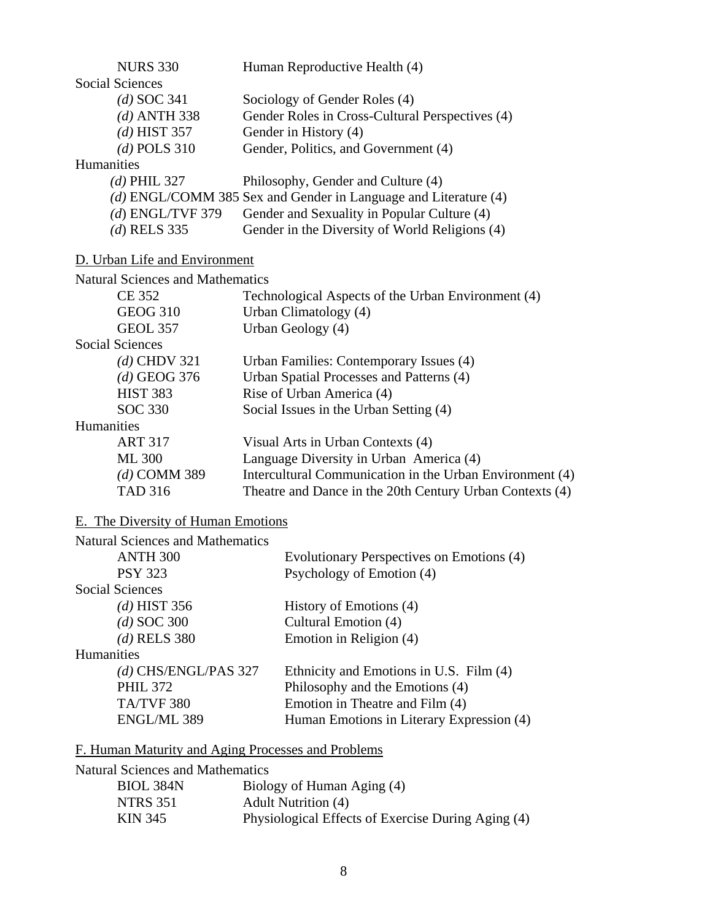| | |
|---|---|
| NURS 330 | Human Reproductive Health (4) |

Social Sciences

| | |
|---|---|
| *(d)* SOC 341 | Sociology of Gender Roles (4) |
| *(d)* ANTH 338 | Gender Roles in Cross-Cultural Perspectives (4) |
| *(d)* HIST 357 | Gender in History (4) |
| *(d)* POLS 310 | Gender, Politics, and Government (4) |

Humanities

| | |
|---|---|
| *(d)* PHIL 327 | Philosophy, Gender and Culture (4) |
| *(d)* ENGL/COMM 385 | Sex and Gender in Language and Literature (4) |
| *(d)* ENGL/TVF 379 | Gender and Sexuality in Popular Culture (4) |
| *(d)* RELS 335 | Gender in the Diversity of World Religions (4) |

D. Urban Life and Environment

Natural Sciences and Mathematics

| | |
|---|---|
| CE 352 | Technological Aspects of the Urban Environment (4) |
| GEOG 310 | Urban Climatology (4) |
| GEOL 357 | Urban Geology (4) |

Social Sciences

| | |
|---|---|
| *(d)* CHDV 321 | Urban Families: Contemporary Issues (4) |
| *(d)* GEOG 376 | Urban Spatial Processes and Patterns (4) |
| HIST 383 | Rise of Urban America (4) |
| SOC 330 | Social Issues in the Urban Setting (4) |

Humanities

| | |
|---|---|
| ART 317 | Visual Arts in Urban Contexts (4) |
| ML 300 | Language Diversity in Urban America (4) |
| *(d)* COMM 389 | Intercultural Communication in the Urban Environment (4) |
| TAD 316 | Theatre and Dance in the 20th Century Urban Contexts (4) |

E. The Diversity of Human Emotions

Natural Sciences and Mathematics

| | |
|---|---|
| ANTH 300 | Evolutionary Perspectives on Emotions (4) |
| PSY 323 | Psychology of Emotion (4) |

Social Sciences

| | |
|---|---|
| *(d)* HIST 356 | History of Emotions (4) |
| *(d)* SOC 300 | Cultural Emotion (4) |
| *(d)* RELS 380 | Emotion in Religion (4) |

Humanities

| | |
|---|---|
| *(d)* CHS/ENGL/PAS 327 | Ethnicity and Emotions in U.S. Film (4) |
| PHIL 372 | Philosophy and the Emotions (4) |
| TA/TVF 380 | Emotion in Theatre and Film (4) |
| ENGL/ML 389 | Human Emotions in Literary Expression (4) |

F. Human Maturity and Aging Processes and Problems

Natural Sciences and Mathematics

| | |
|---|---|
| BIOL 384N | Biology of Human Aging (4) |
| NTRS 351 | Adult Nutrition (4) |
| KIN 345 | Physiological Effects of Exercise During Aging (4) |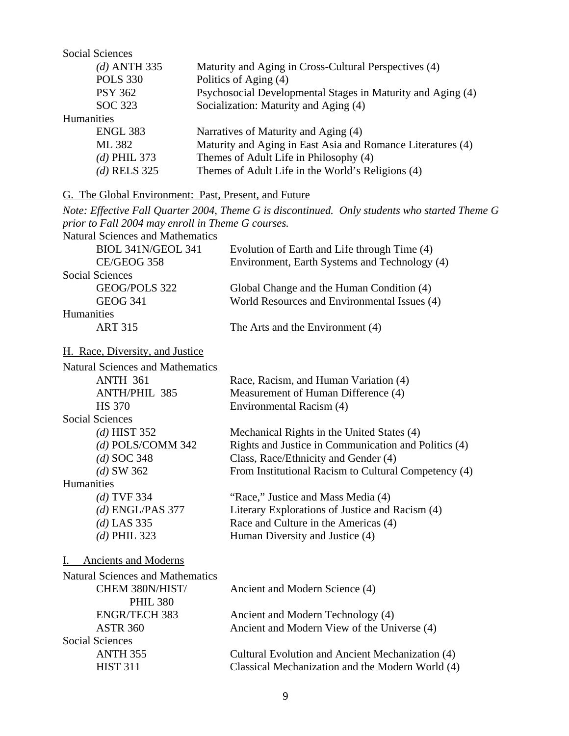Social Sciences

| | |
|---|---|
| *(d)* ANTH 335 | Maturity and Aging in Cross-Cultural Perspectives (4) |
| POLS 330 | Politics of Aging (4) |
| PSY 362 | Psychosocial Developmental Stages in Maturity and Aging (4) |
| SOC 323 | Socialization: Maturity and Aging (4) |

Humanities

| | |
|---|---|
| ENGL 383 | Narratives of Maturity and Aging (4) |
| ML 382 | Maturity and Aging in East Asia and Romance Literatures (4) |
| *(d)* PHIL 373 | Themes of Adult Life in Philosophy (4) |
| *(d)* RELS 325 | Themes of Adult Life in the World's Religions (4) |

G. The Global Environment: Past, Present, and Future

*Note: Effective Fall Quarter 2004, Theme G is discontinued. Only students who started Theme G prior to Fall 2004 may enroll in Theme G courses.*

Natural Sciences and Mathematics

| | |
|---|---|
| BIOL 341N/GEOL 341 | Evolution of Earth and Life through Time (4) |
| CE/GEOG 358 | Environment, Earth Systems and Technology (4) |

Social Sciences

| | |
|---|---|
| GEOG/POLS 322 | Global Change and the Human Condition (4) |
| GEOG 341 | World Resources and Environmental Issues (4) |

Humanities

| | |
|---|---|
| ART 315 | The Arts and the Environment (4) |

H. Race, Diversity, and Justice

Natural Sciences and Mathematics

| | |
|---|---|
| ANTH 361 | Race, Racism, and Human Variation (4) |
| ANTH/PHIL 385 | Measurement of Human Difference (4) |
| HS 370 | Environmental Racism (4) |

Social Sciences

| | |
|---|---|
| *(d)* HIST 352 | Mechanical Rights in the United States (4) |
| *(d)* POLS/COMM 342 | Rights and Justice in Communication and Politics (4) |
| *(d)* SOC 348 | Class, Race/Ethnicity and Gender (4) |
| *(d)* SW 362 | From Institutional Racism to Cultural Competency (4) |

Humanities

| | |
|---|---|
| *(d)* TVF 334 | "Race," Justice and Mass Media (4) |
| *(d)* ENGL/PAS 377 | Literary Explorations of Justice and Racism (4) |
| *(d)* LAS 335 | Race and Culture in the Americas (4) |
| *(d)* PHIL 323 | Human Diversity and Justice (4) |

I. Ancients and Moderns

Natural Sciences and Mathematics

| | |
|---|---|
| CHEM 380N/HIST/PHIL 380 | Ancient and Modern Science (4) |
| ENGR/TECH 383 | Ancient and Modern Technology (4) |
| ASTR 360 | Ancient and Modern View of the Universe (4) |

Social Sciences

| | |
|---|---|
| ANTH 355 | Cultural Evolution and Ancient Mechanization (4) |
| HIST 311 | Classical Mechanization and the Modern World (4) |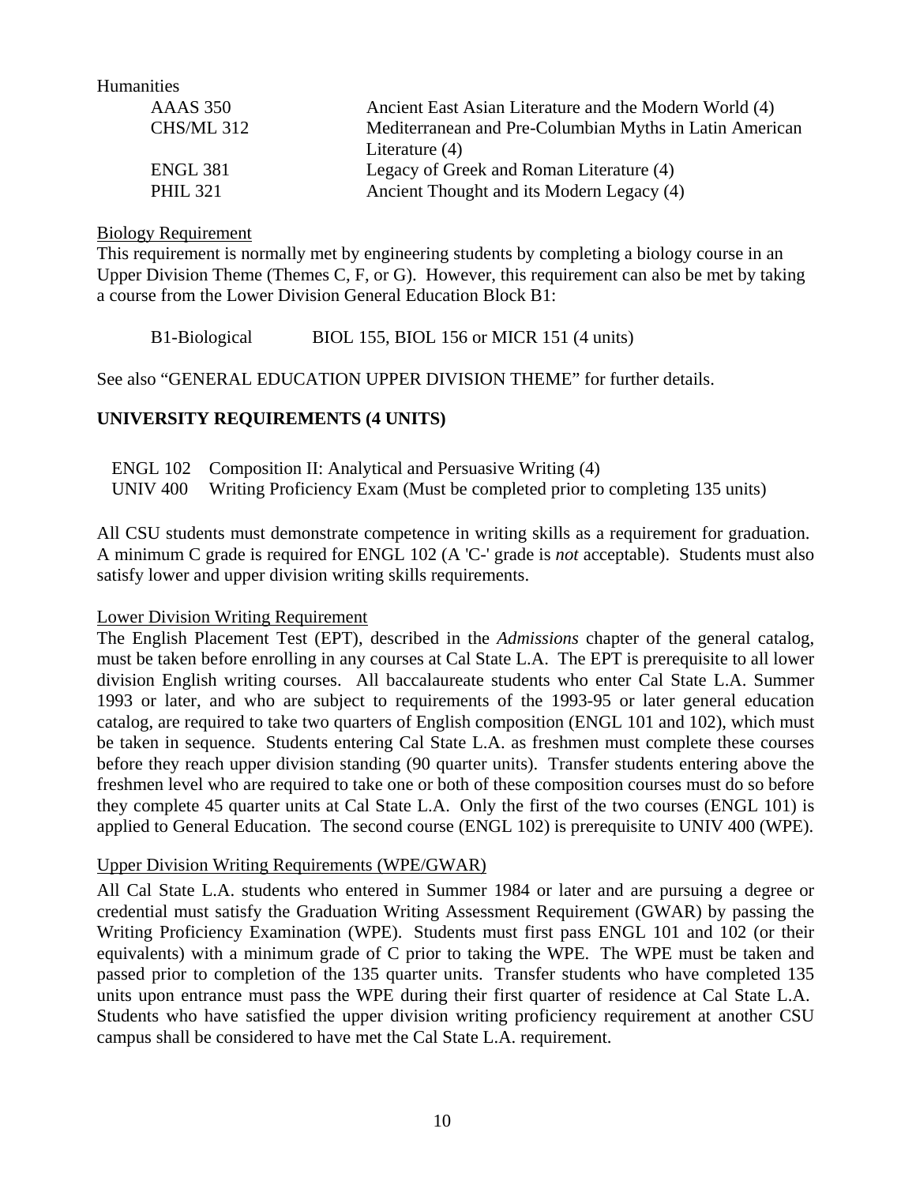Humanities

| | |
|---|---|
| AAAS 350 | Ancient East Asian Literature and the Modern World (4) |
| CHS/ML 312 | Mediterranean and Pre-Columbian Myths in Latin American Literature (4) |
| ENGL 381 | Legacy of Greek and Roman Literature (4) |
| PHIL 321 | Ancient Thought and its Modern Legacy (4) |

Biology Requirement

This requirement is normally met by engineering students by completing a biology course in an Upper Division Theme (Themes C, F, or G). However, this requirement can also be met by taking a course from the Lower Division General Education Block B1:

B1-Biological BIOL 155, BIOL 156 or MICR 151 (4 units)

See also "GENERAL EDUCATION UPPER DIVISION THEME" for further details.

**UNIVERSITY REQUIREMENTS (4 UNITS)**

ENGL 102 Composition II: Analytical and Persuasive Writing (4)
UNIV 400 Writing Proficiency Exam (Must be completed prior to completing 135 units)

All CSU students must demonstrate competence in writing skills as a requirement for graduation. A minimum C grade is required for ENGL 102 (A 'C-' grade is *not* acceptable). Students must also satisfy lower and upper division writing skills requirements.

Lower Division Writing Requirement

The English Placement Test (EPT), described in the *Admissions* chapter of the general catalog, must be taken before enrolling in any courses at Cal State L.A. The EPT is prerequisite to all lower division English writing courses. All baccalaureate students who enter Cal State L.A. Summer 1993 or later, and who are subject to requirements of the 1993-95 or later general education catalog, are required to take two quarters of English composition (ENGL 101 and 102), which must be taken in sequence. Students entering Cal State L.A. as freshmen must complete these courses before they reach upper division standing (90 quarter units). Transfer students entering above the freshmen level who are required to take one or both of these composition courses must do so before they complete 45 quarter units at Cal State L.A. Only the first of the two courses (ENGL 101) is applied to General Education. The second course (ENGL 102) is prerequisite to UNIV 400 (WPE).

Upper Division Writing Requirements (WPE/GWAR)

All Cal State L.A. students who entered in Summer 1984 or later and are pursuing a degree or credential must satisfy the Graduation Writing Assessment Requirement (GWAR) by passing the Writing Proficiency Examination (WPE). Students must first pass ENGL 101 and 102 (or their equivalents) with a minimum grade of C prior to taking the WPE. The WPE must be taken and passed prior to completion of the 135 quarter units. Transfer students who have completed 135 units upon entrance must pass the WPE during their first quarter of residence at Cal State L.A. Students who have satisfied the upper division writing proficiency requirement at another CSU campus shall be considered to have met the Cal State L.A. requirement.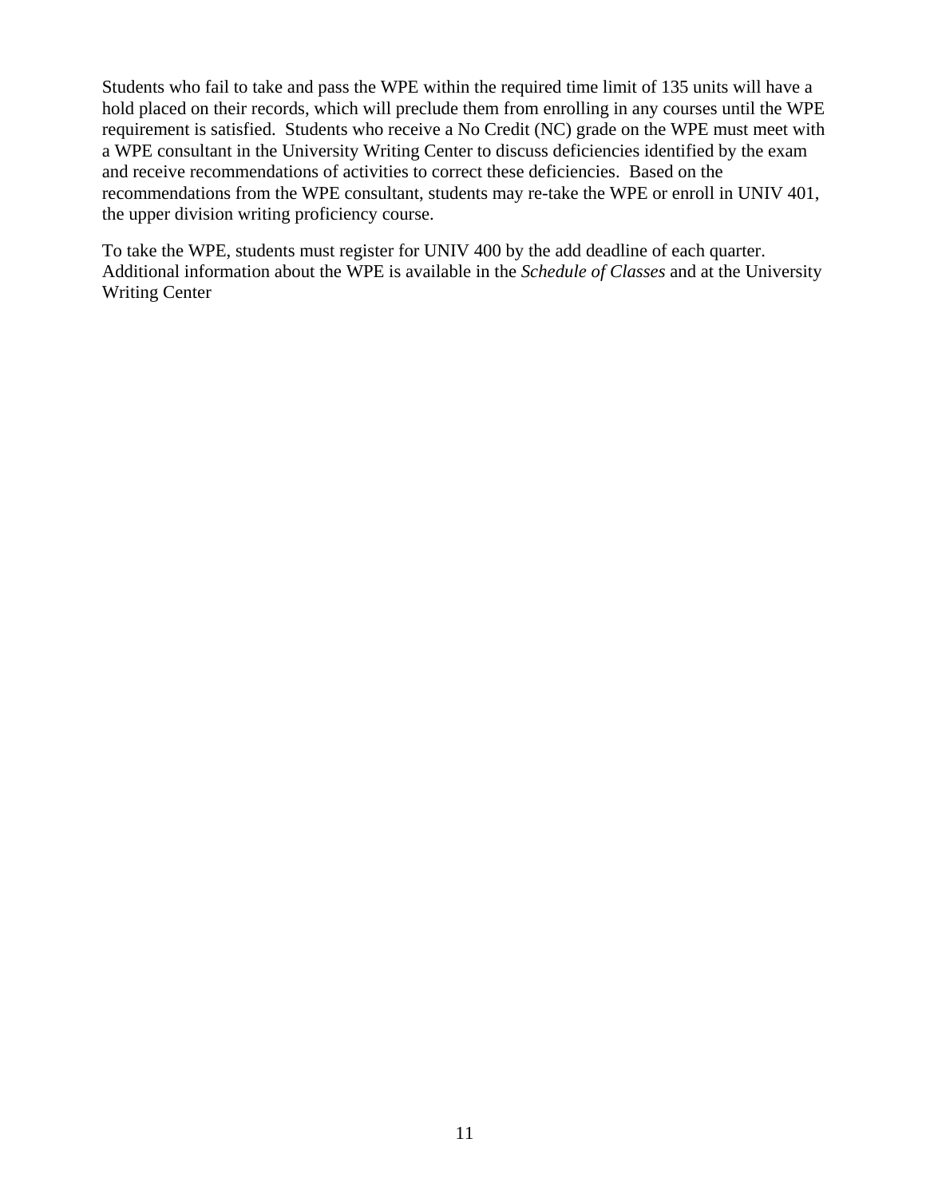Students who fail to take and pass the WPE within the required time limit of 135 units will have a hold placed on their records, which will preclude them from enrolling in any courses until the WPE requirement is satisfied. Students who receive a No Credit (NC) grade on the WPE must meet with a WPE consultant in the University Writing Center to discuss deficiencies identified by the exam and receive recommendations of activities to correct these deficiencies. Based on the recommendations from the WPE consultant, students may re-take the WPE or enroll in UNIV 401, the upper division writing proficiency course.

To take the WPE, students must register for UNIV 400 by the add deadline of each quarter. Additional information about the WPE is available in the *Schedule of Classes* and at the University Writing Center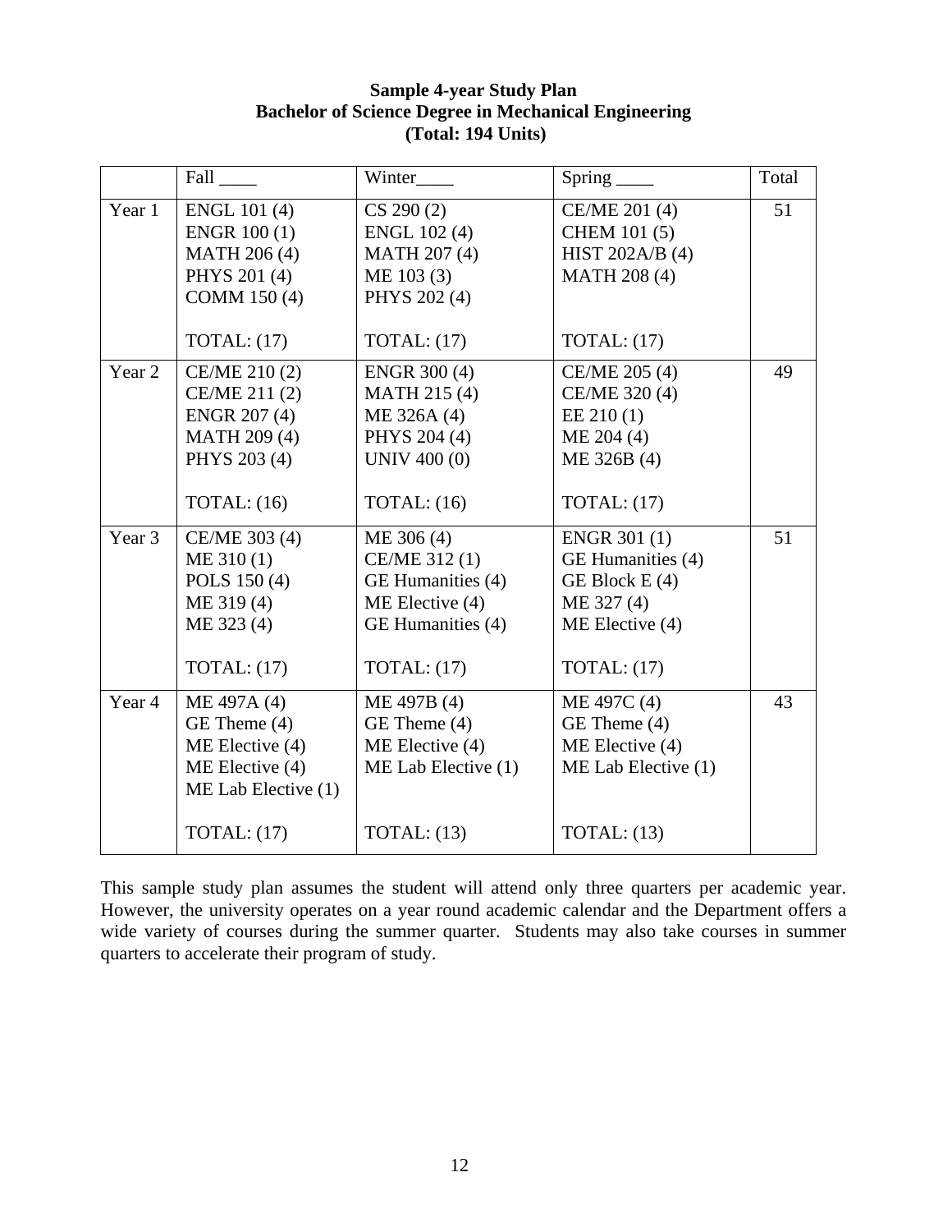**Sample 4-year Study Plan**
**Bachelor of Science Degree in Mechanical Engineering**
**(Total: 194 Units)**

| | Fall ____ | Winter____ | Spring ____ | Total |
|---|---|---|---|---|
| Year 1 | ENGL 101 (4)<br>ENGR 100 (1)<br>MATH 206 (4)<br>PHYS 201 (4)<br>COMM 150 (4)<br><br>TOTAL: (17) | CS 290 (2)<br>ENGL 102 (4)<br>MATH 207 (4)<br>ME 103 (3)<br>PHYS 202 (4)<br><br>TOTAL: (17) | CE/ME 201 (4)<br>CHEM 101 (5)<br>HIST 202A/B (4)<br>MATH 208 (4)<br><br><br>TOTAL: (17) | 51 |
| Year 2 | CE/ME 210 (2)<br>CE/ME 211 (2)<br>ENGR 207 (4)<br>MATH 209 (4)<br>PHYS 203 (4)<br><br>TOTAL: (16) | ENGR 300 (4)<br>MATH 215 (4)<br>ME 326A (4)<br>PHYS 204 (4)<br>UNIV 400 (0)<br><br>TOTAL: (16) | CE/ME 205 (4)<br>CE/ME 320 (4)<br>EE 210 (1)<br>ME 204 (4)<br>ME 326B (4)<br><br>TOTAL: (17) | 49 |
| Year 3 | CE/ME 303 (4)<br>ME 310 (1)<br>POLS 150 (4)<br>ME 319 (4)<br>ME 323 (4)<br><br>TOTAL: (17) | ME 306 (4)<br>CE/ME 312 (1)<br>GE Humanities (4)<br>ME Elective (4)<br>GE Humanities (4)<br><br>TOTAL: (17) | ENGR 301 (1)<br>GE Humanities (4)<br>GE Block E (4)<br>ME 327 (4)<br>ME Elective (4)<br><br>TOTAL: (17) | 51 |
| Year 4 | ME 497A (4)<br>GE Theme (4)<br>ME Elective (4)<br>ME Elective (4)<br>ME Lab Elective (1)<br><br>TOTAL: (17) | ME 497B (4)<br>GE Theme (4)<br>ME Elective (4)<br>ME Lab Elective (1)<br><br><br>TOTAL: (13) | ME 497C (4)<br>GE Theme (4)<br>ME Elective (4)<br>ME Lab Elective (1)<br><br><br>TOTAL: (13) | 43 |

This sample study plan assumes the student will attend only three quarters per academic year. However, the university operates on a year round academic calendar and the Department offers a wide variety of courses during the summer quarter. Students may also take courses in summer quarters to accelerate their program of study.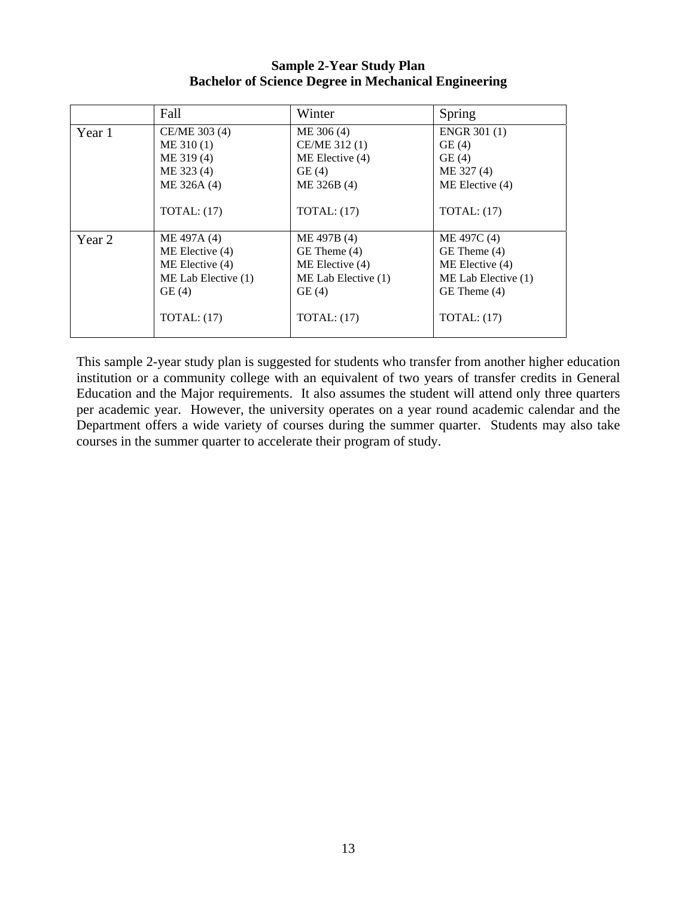**Sample 2-Year Study Plan**
**Bachelor of Science Degree in Mechanical Engineering**

| | Fall | Winter | Spring |
|---|---|---|---|
| Year 1 | CE/ME 303 (4)<br>ME 310 (1)<br>ME 319 (4)<br>ME 323 (4)<br>ME 326A (4)<br><br>TOTAL: (17) | ME 306 (4)<br>CE/ME 312 (1)<br>ME Elective (4)<br>GE (4)<br>ME 326B (4)<br><br>TOTAL: (17) | ENGR 301 (1)<br>GE (4)<br>GE (4)<br>ME 327 (4)<br>ME Elective (4)<br><br>TOTAL: (17) |
| Year 2 | ME 497A (4)<br>ME Elective (4)<br>ME Elective (4)<br>ME Lab Elective (1)<br>GE (4)<br><br>TOTAL: (17) | ME 497B (4)<br>GE Theme (4)<br>ME Elective (4)<br>ME Lab Elective (1)<br>GE (4)<br><br>TOTAL: (17) | ME 497C (4)<br>GE Theme (4)<br>ME Elective (4)<br>ME Lab Elective (1)<br>GE Theme (4)<br><br>TOTAL: (17) |

This sample 2-year study plan is suggested for students who transfer from another higher education institution or a community college with an equivalent of two years of transfer credits in General Education and the Major requirements. It also assumes the student will attend only three quarters per academic year. However, the university operates on a year round academic calendar and the Department offers a wide variety of courses during the summer quarter. Students may also take courses in the summer quarter to accelerate their program of study.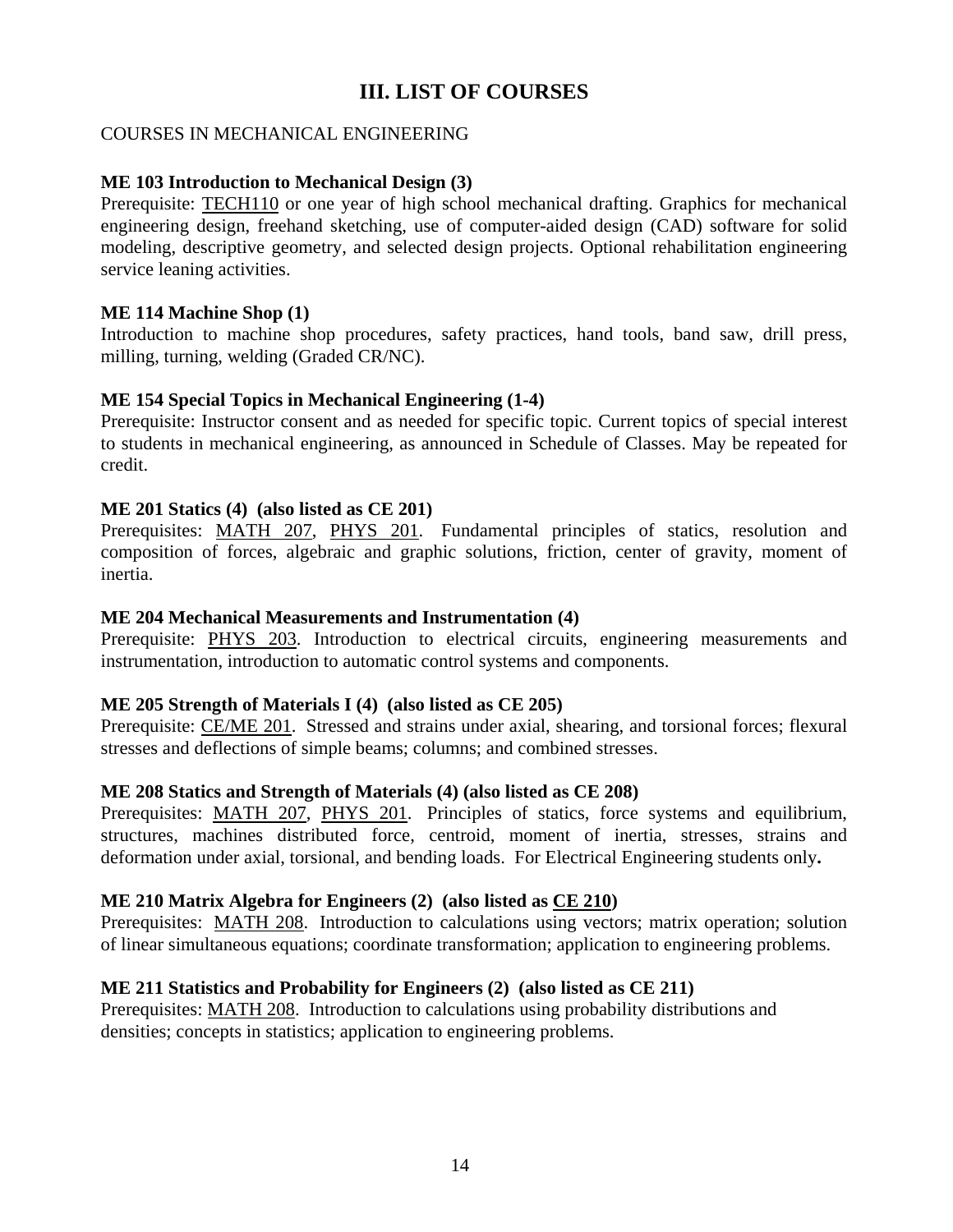# III. LIST OF COURSES

COURSES IN MECHANICAL ENGINEERING

**ME 103 Introduction to Mechanical Design (3)**
Prerequisite: TECH110 or one year of high school mechanical drafting. Graphics for mechanical engineering design, freehand sketching, use of computer-aided design (CAD) software for solid modeling, descriptive geometry, and selected design projects. Optional rehabilitation engineering service leaning activities.

**ME 114 Machine Shop (1)**
Introduction to machine shop procedures, safety practices, hand tools, band saw, drill press, milling, turning, welding (Graded CR/NC).

**ME 154 Special Topics in Mechanical Engineering (1-4)**
Prerequisite: Instructor consent and as needed for specific topic. Current topics of special interest to students in mechanical engineering, as announced in Schedule of Classes. May be repeated for credit.

**ME 201 Statics (4) (also listed as CE 201)**
Prerequisites: MATH 207, PHYS 201. Fundamental principles of statics, resolution and composition of forces, algebraic and graphic solutions, friction, center of gravity, moment of inertia.

**ME 204 Mechanical Measurements and Instrumentation (4)**
Prerequisite: PHYS 203. Introduction to electrical circuits, engineering measurements and instrumentation, introduction to automatic control systems and components.

**ME 205 Strength of Materials I (4) (also listed as CE 205)**
Prerequisite: CE/ME 201. Stressed and strains under axial, shearing, and torsional forces; flexural stresses and deflections of simple beams; columns; and combined stresses.

**ME 208 Statics and Strength of Materials (4) (also listed as CE 208)**
Prerequisites: MATH 207, PHYS 201. Principles of statics, force systems and equilibrium, structures, machines distributed force, centroid, moment of inertia, stresses, strains and deformation under axial, torsional, and bending loads. For Electrical Engineering students only**.**

**ME 210 Matrix Algebra for Engineers (2) (also listed as CE 210)**
Prerequisites: MATH 208. Introduction to calculations using vectors; matrix operation; solution of linear simultaneous equations; coordinate transformation; application to engineering problems.

**ME 211 Statistics and Probability for Engineers (2) (also listed as CE 211)**
Prerequisites: MATH 208. Introduction to calculations using probability distributions and densities; concepts in statistics; application to engineering problems.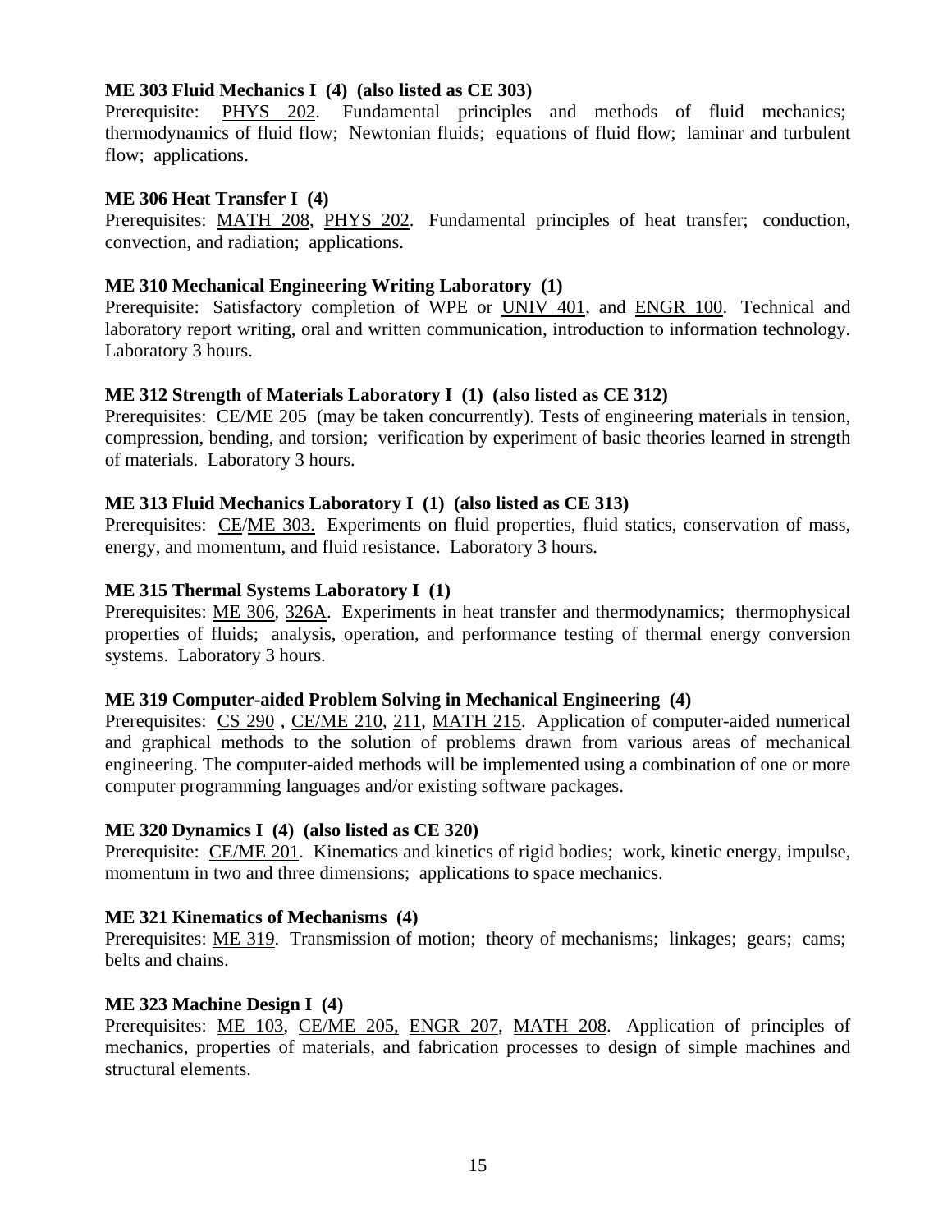**ME 303 Fluid Mechanics I (4) (also listed as CE 303)**
Prerequisite: PHYS 202. Fundamental principles and methods of fluid mechanics; thermodynamics of fluid flow; Newtonian fluids; equations of fluid flow; laminar and turbulent flow; applications.

**ME 306 Heat Transfer I (4)**
Prerequisites: MATH 208, PHYS 202. Fundamental principles of heat transfer; conduction, convection, and radiation; applications.

**ME 310 Mechanical Engineering Writing Laboratory (1)**
Prerequisite: Satisfactory completion of WPE or UNIV 401, and ENGR 100. Technical and laboratory report writing, oral and written communication, introduction to information technology. Laboratory 3 hours.

**ME 312 Strength of Materials Laboratory I (1) (also listed as CE 312)**
Prerequisites: CE/ME 205 (may be taken concurrently). Tests of engineering materials in tension, compression, bending, and torsion; verification by experiment of basic theories learned in strength of materials. Laboratory 3 hours.

**ME 313 Fluid Mechanics Laboratory I (1) (also listed as CE 313)**
Prerequisites: CE/ME 303. Experiments on fluid properties, fluid statics, conservation of mass, energy, and momentum, and fluid resistance. Laboratory 3 hours.

**ME 315 Thermal Systems Laboratory I (1)**
Prerequisites: ME 306, 326A. Experiments in heat transfer and thermodynamics; thermophysical properties of fluids; analysis, operation, and performance testing of thermal energy conversion systems. Laboratory 3 hours.

**ME 319 Computer-aided Problem Solving in Mechanical Engineering (4)**
Prerequisites: CS 290 , CE/ME 210, 211, MATH 215. Application of computer-aided numerical and graphical methods to the solution of problems drawn from various areas of mechanical engineering. The computer-aided methods will be implemented using a combination of one or more computer programming languages and/or existing software packages.

**ME 320 Dynamics I (4) (also listed as CE 320)**
Prerequisite: CE/ME 201. Kinematics and kinetics of rigid bodies; work, kinetic energy, impulse, momentum in two and three dimensions; applications to space mechanics.

**ME 321 Kinematics of Mechanisms (4)**
Prerequisites: ME 319. Transmission of motion; theory of mechanisms; linkages; gears; cams; belts and chains.

**ME 323 Machine Design I (4)**
Prerequisites: ME 103, CE/ME 205, ENGR 207, MATH 208. Application of principles of mechanics, properties of materials, and fabrication processes to design of simple machines and structural elements.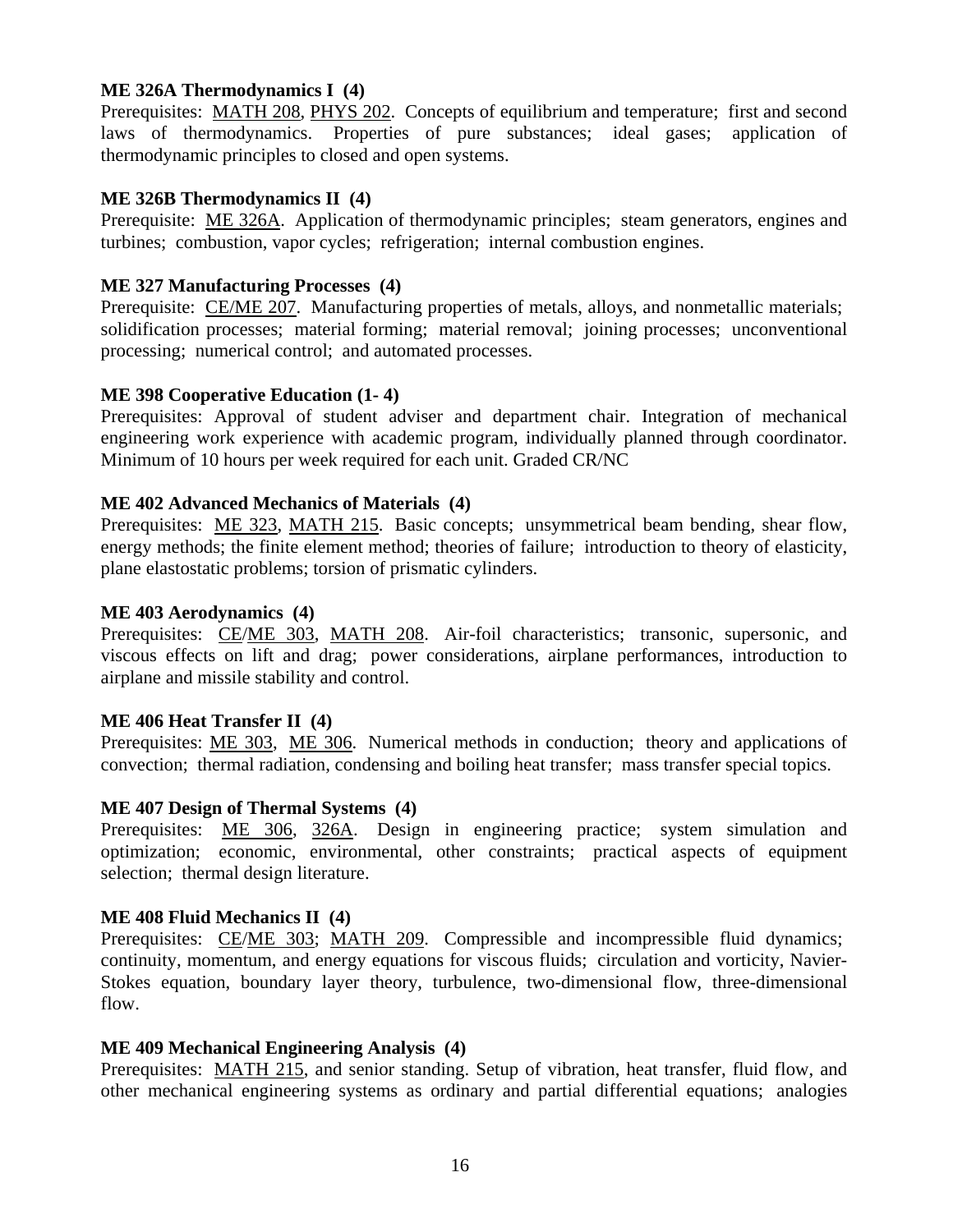**ME 326A Thermodynamics I (4)**
Prerequisites: MATH 208, PHYS 202. Concepts of equilibrium and temperature; first and second laws of thermodynamics. Properties of pure substances; ideal gases; application of thermodynamic principles to closed and open systems.

**ME 326B Thermodynamics II (4)**
Prerequisite: ME 326A. Application of thermodynamic principles; steam generators, engines and turbines; combustion, vapor cycles; refrigeration; internal combustion engines.

**ME 327 Manufacturing Processes (4)**
Prerequisite: CE/ME 207. Manufacturing properties of metals, alloys, and nonmetallic materials; solidification processes; material forming; material removal; joining processes; unconventional processing; numerical control; and automated processes.

**ME 398 Cooperative Education (1- 4)**
Prerequisites: Approval of student adviser and department chair. Integration of mechanical engineering work experience with academic program, individually planned through coordinator. Minimum of 10 hours per week required for each unit. Graded CR/NC

**ME 402 Advanced Mechanics of Materials (4)**
Prerequisites: ME 323, MATH 215. Basic concepts; unsymmetrical beam bending, shear flow, energy methods; the finite element method; theories of failure; introduction to theory of elasticity, plane elastostatic problems; torsion of prismatic cylinders.

**ME 403 Aerodynamics (4)**
Prerequisites: CE/ME 303, MATH 208. Air-foil characteristics; transonic, supersonic, and viscous effects on lift and drag; power considerations, airplane performances, introduction to airplane and missile stability and control.

**ME 406 Heat Transfer II (4)**
Prerequisites: ME 303, ME 306. Numerical methods in conduction; theory and applications of convection; thermal radiation, condensing and boiling heat transfer; mass transfer special topics.

**ME 407 Design of Thermal Systems (4)**
Prerequisites: ME 306, 326A. Design in engineering practice; system simulation and optimization; economic, environmental, other constraints; practical aspects of equipment selection; thermal design literature.

**ME 408 Fluid Mechanics II (4)**
Prerequisites: CE/ME 303; MATH 209. Compressible and incompressible fluid dynamics; continuity, momentum, and energy equations for viscous fluids; circulation and vorticity, Navier-Stokes equation, boundary layer theory, turbulence, two-dimensional flow, three-dimensional flow.

**ME 409 Mechanical Engineering Analysis (4)**
Prerequisites: MATH 215, and senior standing. Setup of vibration, heat transfer, fluid flow, and other mechanical engineering systems as ordinary and partial differential equations; analogies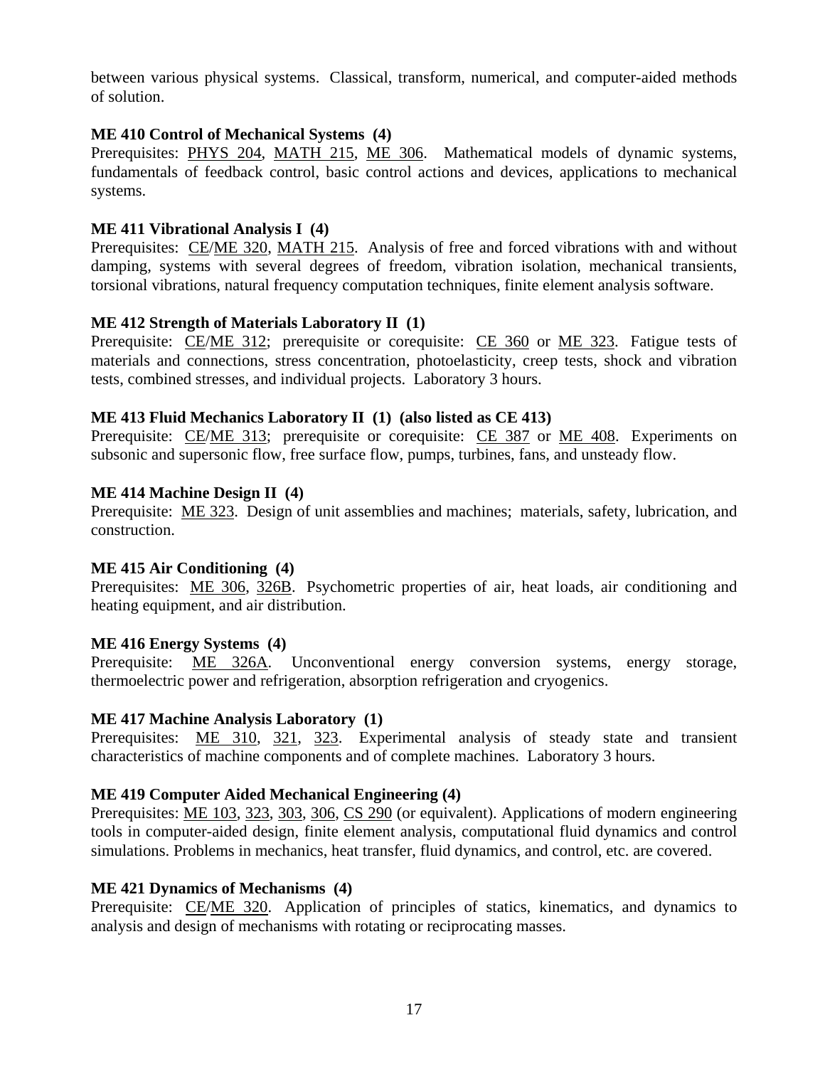between various physical systems. Classical, transform, numerical, and computer-aided methods of solution.

**ME 410 Control of Mechanical Systems (4)**
Prerequisites: PHYS 204, MATH 215, ME 306. Mathematical models of dynamic systems, fundamentals of feedback control, basic control actions and devices, applications to mechanical systems.

**ME 411 Vibrational Analysis I (4)**
Prerequisites: CE/ME 320, MATH 215. Analysis of free and forced vibrations with and without damping, systems with several degrees of freedom, vibration isolation, mechanical transients, torsional vibrations, natural frequency computation techniques, finite element analysis software.

**ME 412 Strength of Materials Laboratory II (1)**
Prerequisite: CE/ME 312; prerequisite or corequisite: CE 360 or ME 323. Fatigue tests of materials and connections, stress concentration, photoelasticity, creep tests, shock and vibration tests, combined stresses, and individual projects. Laboratory 3 hours.

**ME 413 Fluid Mechanics Laboratory II (1) (also listed as CE 413)**
Prerequisite: CE/ME 313; prerequisite or corequisite: CE 387 or ME 408. Experiments on subsonic and supersonic flow, free surface flow, pumps, turbines, fans, and unsteady flow.

**ME 414 Machine Design II (4)**
Prerequisite: ME 323. Design of unit assemblies and machines; materials, safety, lubrication, and construction.

**ME 415 Air Conditioning (4)**
Prerequisites: ME 306, 326B. Psychometric properties of air, heat loads, air conditioning and heating equipment, and air distribution.

**ME 416 Energy Systems (4)**
Prerequisite: ME 326A. Unconventional energy conversion systems, energy storage, thermoelectric power and refrigeration, absorption refrigeration and cryogenics.

**ME 417 Machine Analysis Laboratory (1)**
Prerequisites: ME 310, 321, 323. Experimental analysis of steady state and transient characteristics of machine components and of complete machines. Laboratory 3 hours.

**ME 419 Computer Aided Mechanical Engineering (4)**
Prerequisites: ME 103, 323, 303, 306, CS 290 (or equivalent). Applications of modern engineering tools in computer-aided design, finite element analysis, computational fluid dynamics and control simulations. Problems in mechanics, heat transfer, fluid dynamics, and control, etc. are covered.

**ME 421 Dynamics of Mechanisms (4)**
Prerequisite: CE/ME 320. Application of principles of statics, kinematics, and dynamics to analysis and design of mechanisms with rotating or reciprocating masses.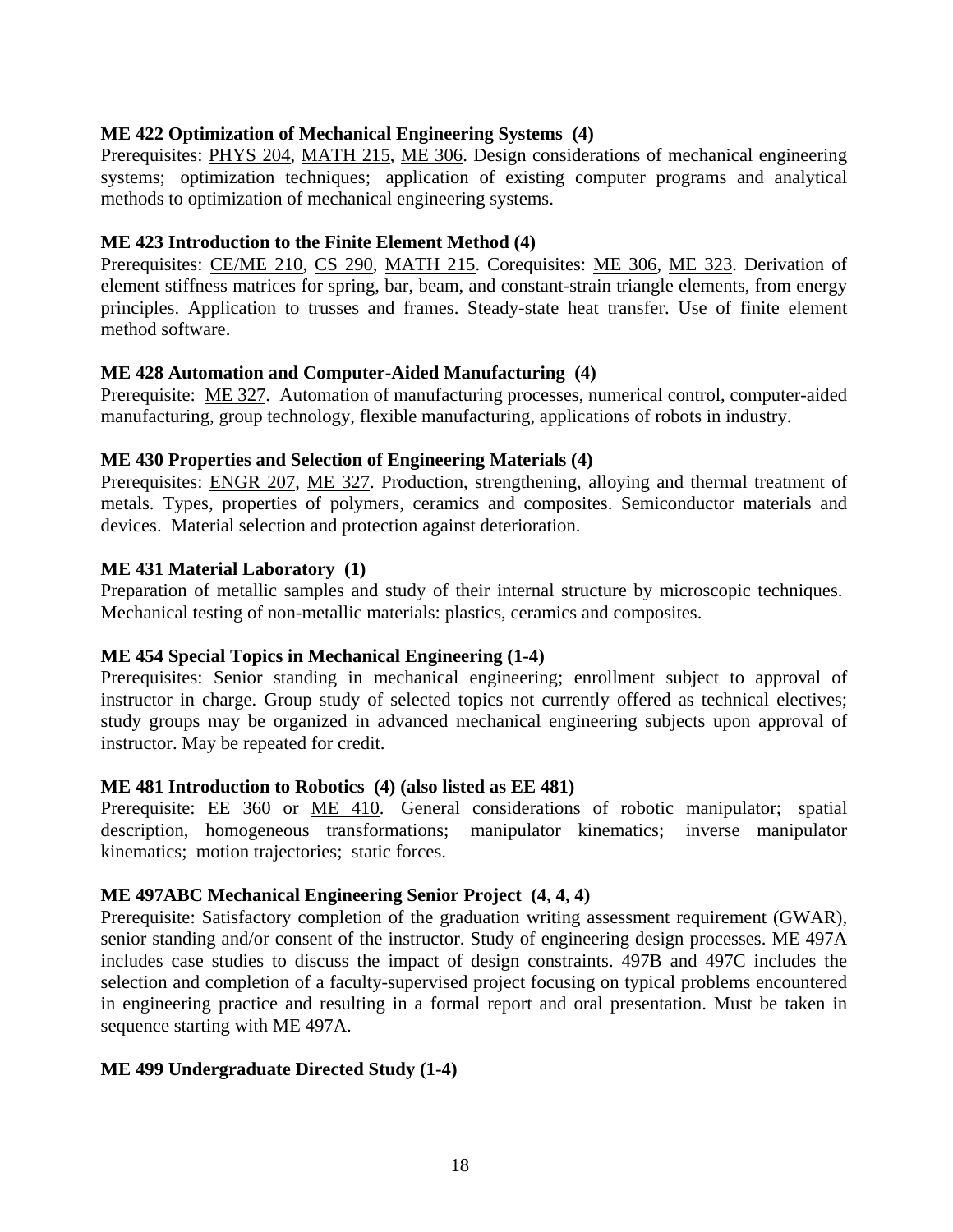**ME 422 Optimization of Mechanical Engineering Systems (4)**
Prerequisites: PHYS 204, MATH 215, ME 306. Design considerations of mechanical engineering systems; optimization techniques; application of existing computer programs and analytical methods to optimization of mechanical engineering systems.

**ME 423 Introduction to the Finite Element Method (4)**
Prerequisites: CE/ME 210, CS 290, MATH 215. Corequisites: ME 306, ME 323. Derivation of element stiffness matrices for spring, bar, beam, and constant-strain triangle elements, from energy principles. Application to trusses and frames. Steady-state heat transfer. Use of finite element method software.

**ME 428 Automation and Computer-Aided Manufacturing (4)**
Prerequisite: ME 327. Automation of manufacturing processes, numerical control, computer-aided manufacturing, group technology, flexible manufacturing, applications of robots in industry.

**ME 430 Properties and Selection of Engineering Materials (4)**
Prerequisites: ENGR 207, ME 327. Production, strengthening, alloying and thermal treatment of metals. Types, properties of polymers, ceramics and composites. Semiconductor materials and devices. Material selection and protection against deterioration.

**ME 431 Material Laboratory (1)**
Preparation of metallic samples and study of their internal structure by microscopic techniques. Mechanical testing of non-metallic materials: plastics, ceramics and composites.

**ME 454 Special Topics in Mechanical Engineering (1-4)**
Prerequisites: Senior standing in mechanical engineering; enrollment subject to approval of instructor in charge. Group study of selected topics not currently offered as technical electives; study groups may be organized in advanced mechanical engineering subjects upon approval of instructor. May be repeated for credit.

**ME 481 Introduction to Robotics (4) (also listed as EE 481)**
Prerequisite: EE 360 or ME 410. General considerations of robotic manipulator; spatial description, homogeneous transformations; manipulator kinematics; inverse manipulator kinematics; motion trajectories; static forces.

**ME 497ABC Mechanical Engineering Senior Project (4, 4, 4)**
Prerequisite: Satisfactory completion of the graduation writing assessment requirement (GWAR), senior standing and/or consent of the instructor. Study of engineering design processes. ME 497A includes case studies to discuss the impact of design constraints. 497B and 497C includes the selection and completion of a faculty-supervised project focusing on typical problems encountered in engineering practice and resulting in a formal report and oral presentation. Must be taken in sequence starting with ME 497A.

**ME 499 Undergraduate Directed Study (1-4)**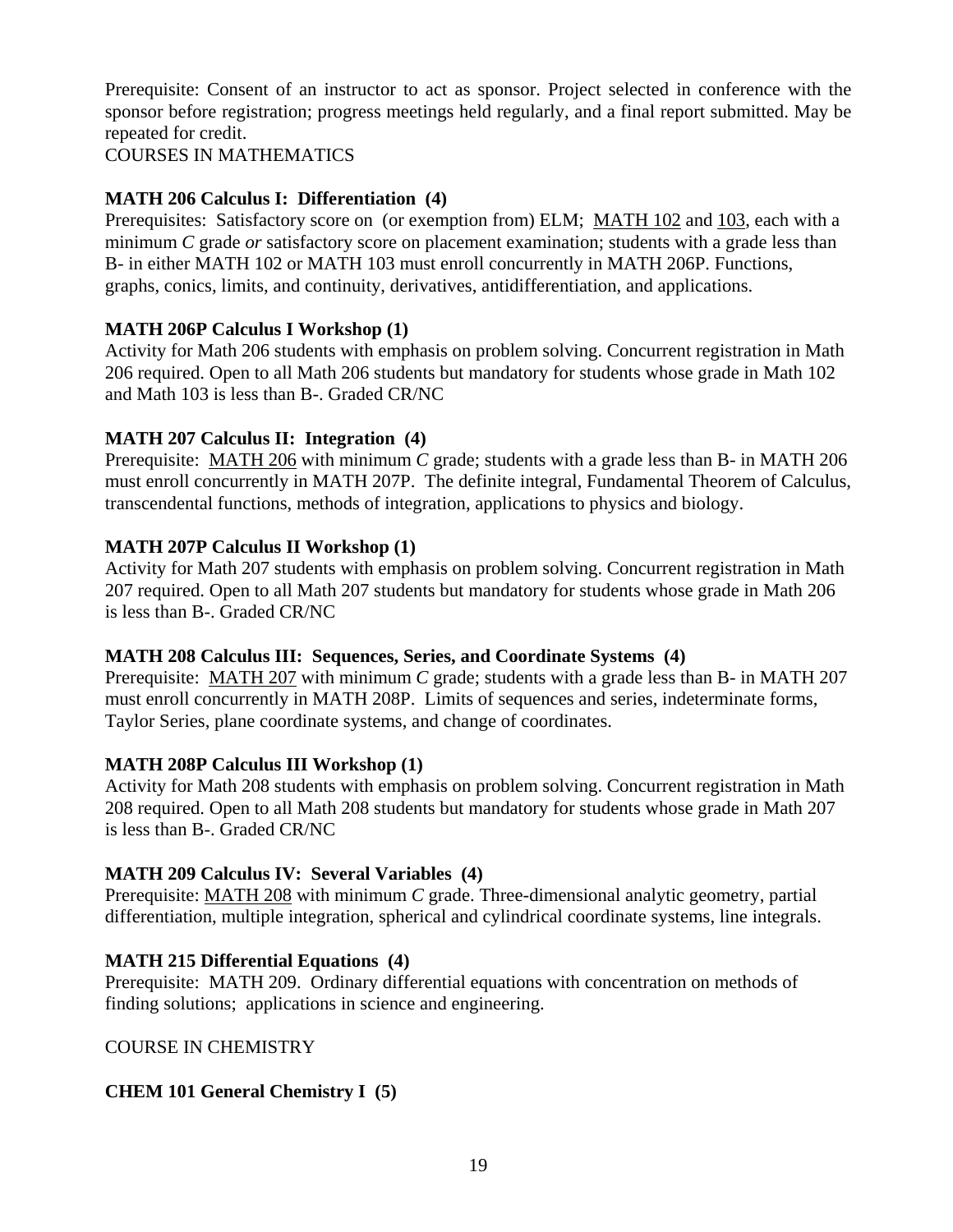Prerequisite: Consent of an instructor to act as sponsor. Project selected in conference with the sponsor before registration; progress meetings held regularly, and a final report submitted. May be repeated for credit.

COURSES IN MATHEMATICS

**MATH 206 Calculus I: Differentiation (4)**
Prerequisites: Satisfactory score on (or exemption from) ELM; MATH 102 and 103, each with a minimum *C* grade *or* satisfactory score on placement examination; students with a grade less than B- in either MATH 102 or MATH 103 must enroll concurrently in MATH 206P. Functions, graphs, conics, limits, and continuity, derivatives, antidifferentiation, and applications.

**MATH 206P Calculus I Workshop (1)**
Activity for Math 206 students with emphasis on problem solving. Concurrent registration in Math 206 required. Open to all Math 206 students but mandatory for students whose grade in Math 102 and Math 103 is less than B-. Graded CR/NC

**MATH 207 Calculus II: Integration (4)**
Prerequisite: MATH 206 with minimum *C* grade; students with a grade less than B- in MATH 206 must enroll concurrently in MATH 207P. The definite integral, Fundamental Theorem of Calculus, transcendental functions, methods of integration, applications to physics and biology.

**MATH 207P Calculus II Workshop (1)**
Activity for Math 207 students with emphasis on problem solving. Concurrent registration in Math 207 required. Open to all Math 207 students but mandatory for students whose grade in Math 206 is less than B-. Graded CR/NC

**MATH 208 Calculus III: Sequences, Series, and Coordinate Systems (4)**
Prerequisite: MATH 207 with minimum *C* grade; students with a grade less than B- in MATH 207 must enroll concurrently in MATH 208P. Limits of sequences and series, indeterminate forms, Taylor Series, plane coordinate systems, and change of coordinates.

**MATH 208P Calculus III Workshop (1)**
Activity for Math 208 students with emphasis on problem solving. Concurrent registration in Math 208 required. Open to all Math 208 students but mandatory for students whose grade in Math 207 is less than B-. Graded CR/NC

**MATH 209 Calculus IV: Several Variables (4)**
Prerequisite: MATH 208 with minimum *C* grade. Three-dimensional analytic geometry, partial differentiation, multiple integration, spherical and cylindrical coordinate systems, line integrals.

**MATH 215 Differential Equations (4)**
Prerequisite: MATH 209. Ordinary differential equations with concentration on methods of finding solutions; applications in science and engineering.

COURSE IN CHEMISTRY

**CHEM 101 General Chemistry I (5)**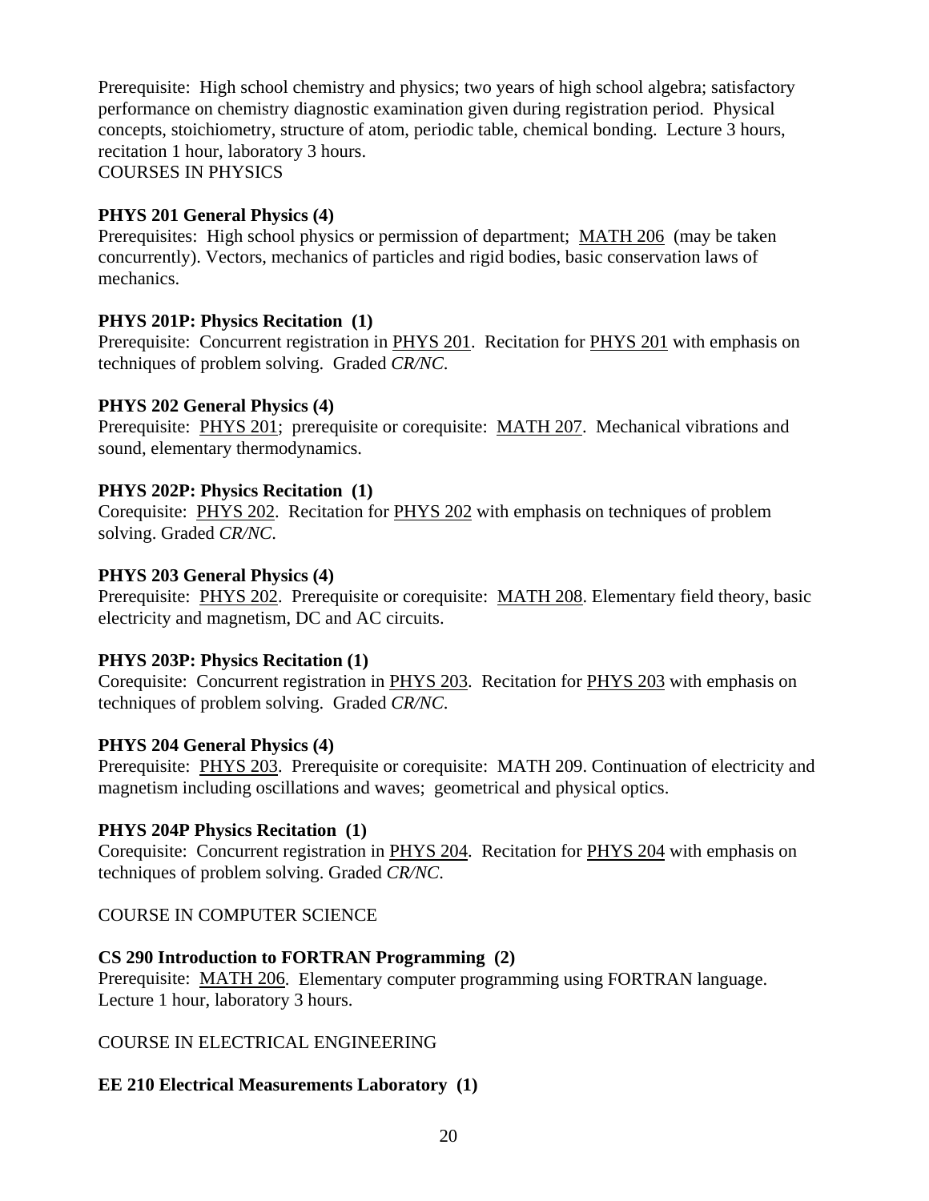Prerequisite: High school chemistry and physics; two years of high school algebra; satisfactory performance on chemistry diagnostic examination given during registration period. Physical concepts, stoichiometry, structure of atom, periodic table, chemical bonding. Lecture 3 hours, recitation 1 hour, laboratory 3 hours.

COURSES IN PHYSICS

**PHYS 201 General Physics (4)**
Prerequisites: High school physics or permission of department; MATH 206 (may be taken concurrently). Vectors, mechanics of particles and rigid bodies, basic conservation laws of mechanics.

**PHYS 201P: Physics Recitation (1)**
Prerequisite: Concurrent registration in PHYS 201. Recitation for PHYS 201 with emphasis on techniques of problem solving. Graded *CR/NC*.

**PHYS 202 General Physics (4)**
Prerequisite: PHYS 201; prerequisite or corequisite: MATH 207. Mechanical vibrations and sound, elementary thermodynamics.

**PHYS 202P: Physics Recitation (1)**
Corequisite: PHYS 202. Recitation for PHYS 202 with emphasis on techniques of problem solving. Graded *CR/NC*.

**PHYS 203 General Physics (4)**
Prerequisite: PHYS 202. Prerequisite or corequisite: MATH 208. Elementary field theory, basic electricity and magnetism, DC and AC circuits.

**PHYS 203P: Physics Recitation (1)**
Corequisite: Concurrent registration in PHYS 203. Recitation for PHYS 203 with emphasis on techniques of problem solving. Graded *CR/NC*.

**PHYS 204 General Physics (4)**
Prerequisite: PHYS 203. Prerequisite or corequisite: MATH 209. Continuation of electricity and magnetism including oscillations and waves; geometrical and physical optics.

**PHYS 204P Physics Recitation (1)**
Corequisite: Concurrent registration in PHYS 204. Recitation for PHYS 204 with emphasis on techniques of problem solving. Graded *CR/NC*.

COURSE IN COMPUTER SCIENCE

**CS 290 Introduction to FORTRAN Programming (2)**
Prerequisite: MATH 206. Elementary computer programming using FORTRAN language. Lecture 1 hour, laboratory 3 hours.

COURSE IN ELECTRICAL ENGINEERING

**EE 210 Electrical Measurements Laboratory (1)**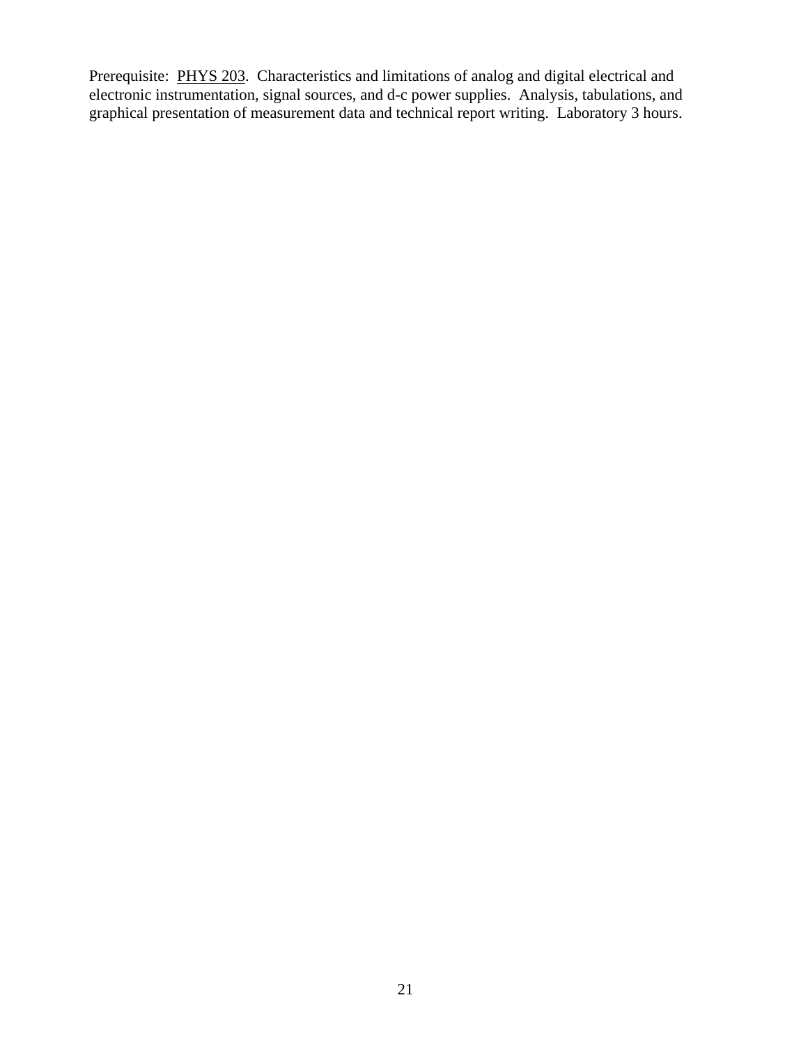Prerequisite: PHYS 203. Characteristics and limitations of analog and digital electrical and electronic instrumentation, signal sources, and d-c power supplies. Analysis, tabulations, and graphical presentation of measurement data and technical report writing. Laboratory 3 hours.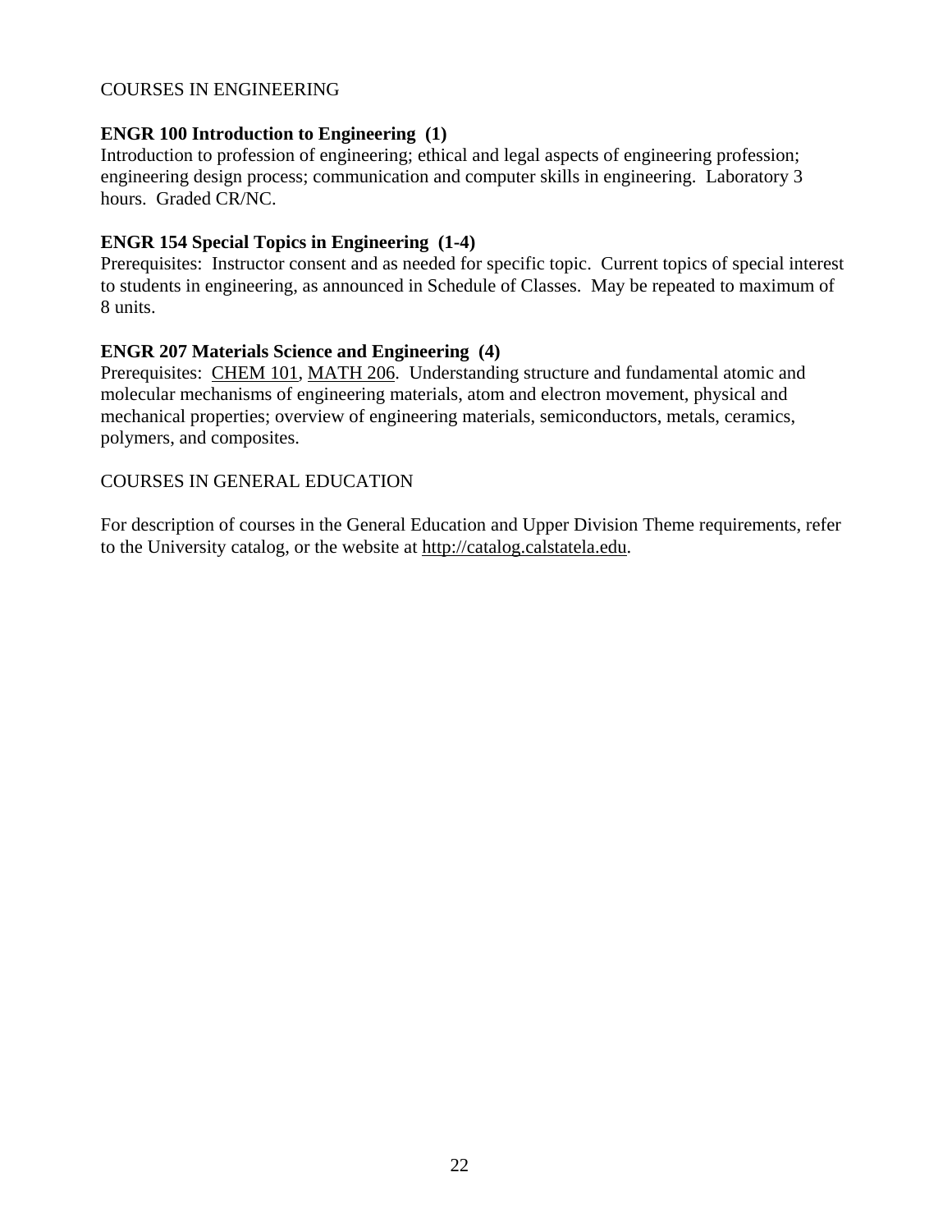COURSES IN ENGINEERING

**ENGR 100 Introduction to Engineering (1)**
Introduction to profession of engineering; ethical and legal aspects of engineering profession; engineering design process; communication and computer skills in engineering. Laboratory 3 hours. Graded CR/NC.

**ENGR 154 Special Topics in Engineering (1-4)**
Prerequisites: Instructor consent and as needed for specific topic. Current topics of special interest to students in engineering, as announced in Schedule of Classes. May be repeated to maximum of 8 units.

**ENGR 207 Materials Science and Engineering (4)**
Prerequisites: CHEM 101, MATH 206. Understanding structure and fundamental atomic and molecular mechanisms of engineering materials, atom and electron movement, physical and mechanical properties; overview of engineering materials, semiconductors, metals, ceramics, polymers, and composites.

COURSES IN GENERAL EDUCATION

For description of courses in the General Education and Upper Division Theme requirements, refer to the University catalog, or the website at http://catalog.calstatela.edu.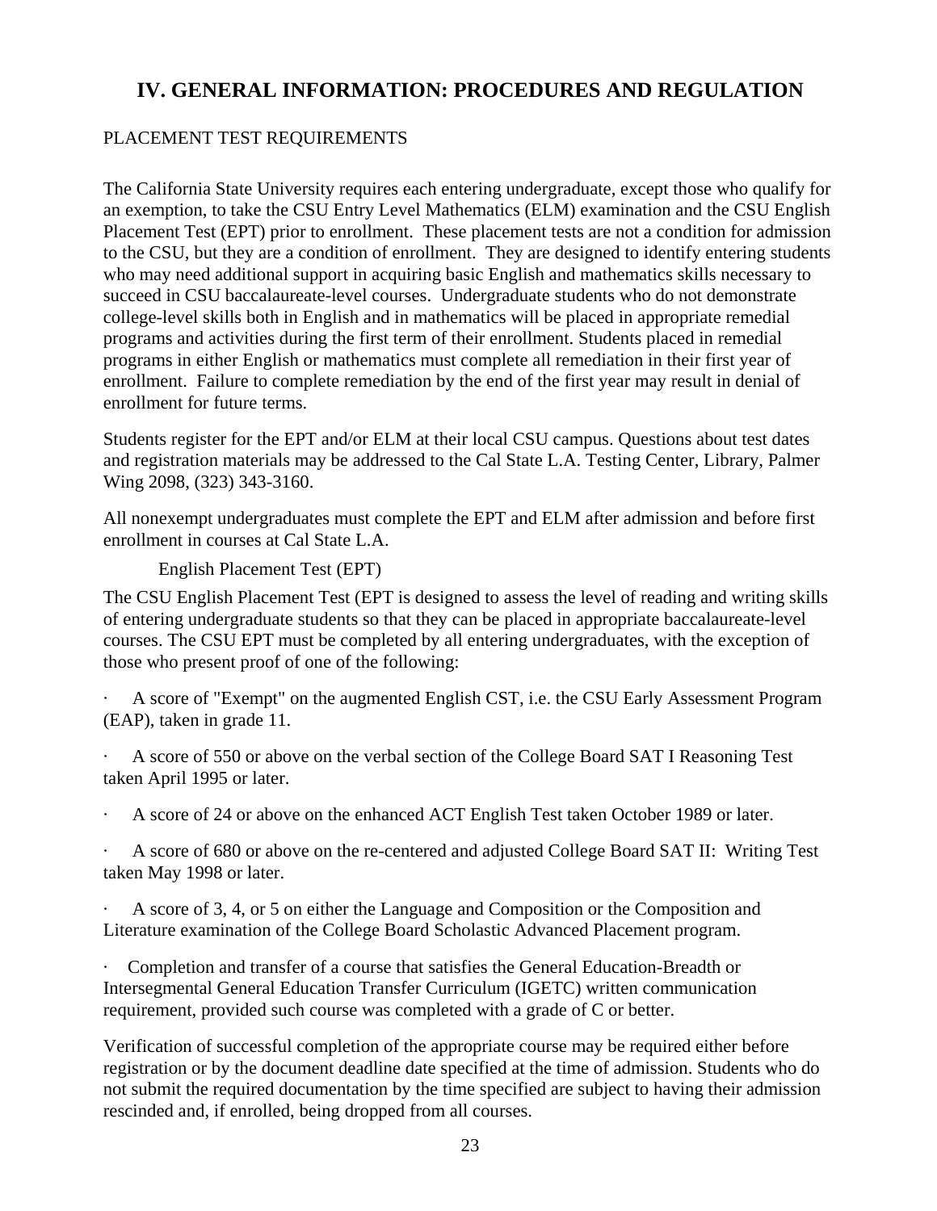# IV. GENERAL INFORMATION: PROCEDURES AND REGULATION

## PLACEMENT TEST REQUIREMENTS

The California State University requires each entering undergraduate, except those who qualify for an exemption, to take the CSU Entry Level Mathematics (ELM) examination and the CSU English Placement Test (EPT) prior to enrollment. These placement tests are not a condition for admission to the CSU, but they are a condition of enrollment. They are designed to identify entering students who may need additional support in acquiring basic English and mathematics skills necessary to succeed in CSU baccalaureate-level courses. Undergraduate students who do not demonstrate college-level skills both in English and in mathematics will be placed in appropriate remedial programs and activities during the first term of their enrollment. Students placed in remedial programs in either English or mathematics must complete all remediation in their first year of enrollment. Failure to complete remediation by the end of the first year may result in denial of enrollment for future terms.

Students register for the EPT and/or ELM at their local CSU campus. Questions about test dates and registration materials may be addressed to the Cal State L.A. Testing Center, Library, Palmer Wing 2098, (323) 343-3160.

All nonexempt undergraduates must complete the EPT and ELM after admission and before first enrollment in courses at Cal State L.A.

### English Placement Test (EPT)

The CSU English Placement Test (EPT is designed to assess the level of reading and writing skills of entering undergraduate students so that they can be placed in appropriate baccalaureate-level courses. The CSU EPT must be completed by all entering undergraduates, with the exception of those who present proof of one of the following:

- A score of "Exempt" on the augmented English CST, i.e. the CSU Early Assessment Program (EAP), taken in grade 11.
- A score of 550 or above on the verbal section of the College Board SAT I Reasoning Test taken April 1995 or later.
- A score of 24 or above on the enhanced ACT English Test taken October 1989 or later.
- A score of 680 or above on the re-centered and adjusted College Board SAT II: Writing Test taken May 1998 or later.
- A score of 3, 4, or 5 on either the Language and Composition or the Composition and Literature examination of the College Board Scholastic Advanced Placement program.
- Completion and transfer of a course that satisfies the General Education-Breadth or Intersegmental General Education Transfer Curriculum (IGETC) written communication requirement, provided such course was completed with a grade of C or better.

Verification of successful completion of the appropriate course may be required either before registration or by the document deadline date specified at the time of admission. Students who do not submit the required documentation by the time specified are subject to having their admission rescinded and, if enrolled, being dropped from all courses.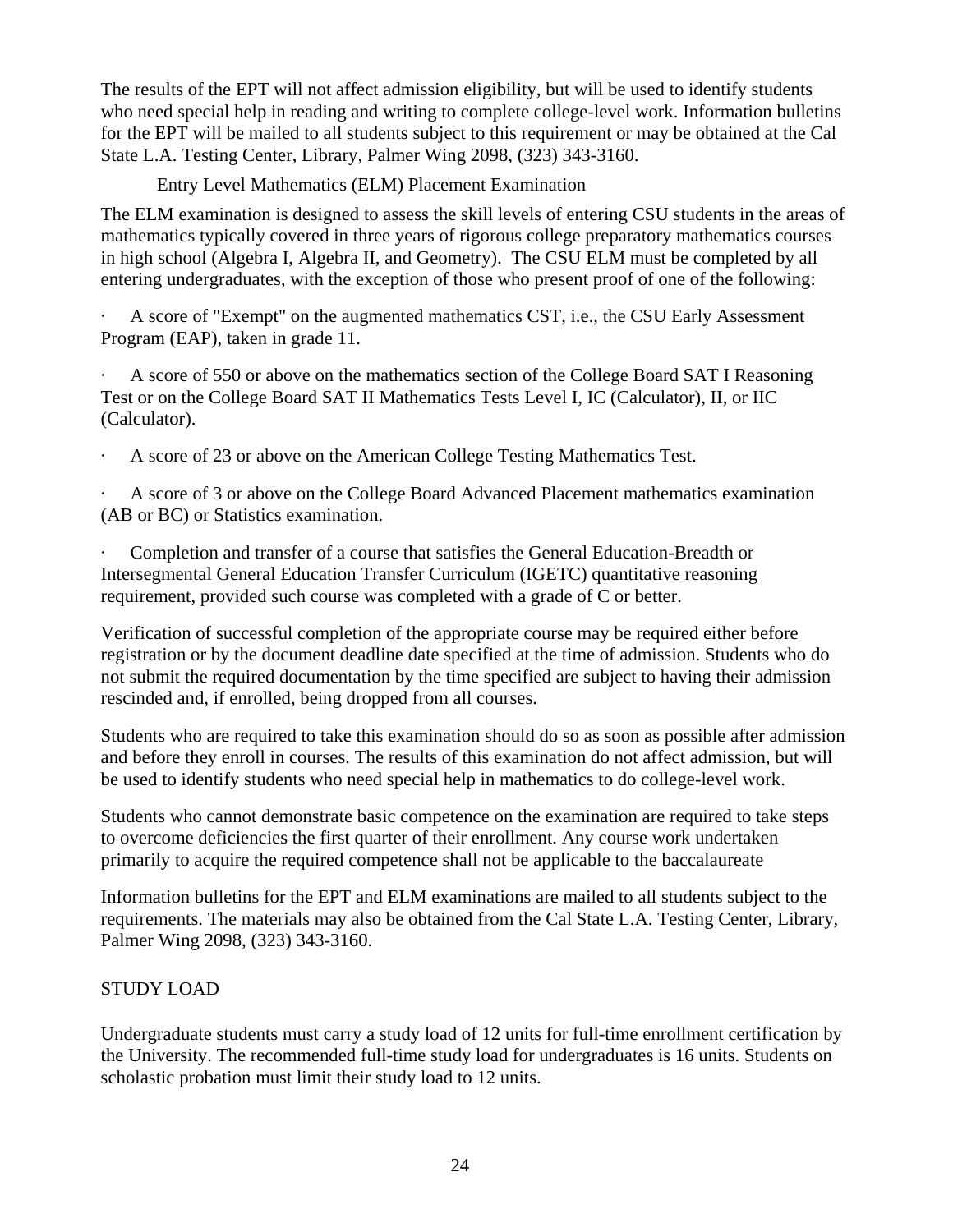The results of the EPT will not affect admission eligibility, but will be used to identify students who need special help in reading and writing to complete college-level work. Information bulletins for the EPT will be mailed to all students subject to this requirement or may be obtained at the Cal State L.A. Testing Center, Library, Palmer Wing 2098, (323) 343-3160.

### Entry Level Mathematics (ELM) Placement Examination

The ELM examination is designed to assess the skill levels of entering CSU students in the areas of mathematics typically covered in three years of rigorous college preparatory mathematics courses in high school (Algebra I, Algebra II, and Geometry). The CSU ELM must be completed by all entering undergraduates, with the exception of those who present proof of one of the following:

- A score of "Exempt" on the augmented mathematics CST, i.e., the CSU Early Assessment Program (EAP), taken in grade 11.
- A score of 550 or above on the mathematics section of the College Board SAT I Reasoning Test or on the College Board SAT II Mathematics Tests Level I, IC (Calculator), II, or IIC (Calculator).
- A score of 23 or above on the American College Testing Mathematics Test.
- A score of 3 or above on the College Board Advanced Placement mathematics examination (AB or BC) or Statistics examination.
- Completion and transfer of a course that satisfies the General Education-Breadth or Intersegmental General Education Transfer Curriculum (IGETC) quantitative reasoning requirement, provided such course was completed with a grade of C or better.

Verification of successful completion of the appropriate course may be required either before registration or by the document deadline date specified at the time of admission. Students who do not submit the required documentation by the time specified are subject to having their admission rescinded and, if enrolled, being dropped from all courses.

Students who are required to take this examination should do so as soon as possible after admission and before they enroll in courses. The results of this examination do not affect admission, but will be used to identify students who need special help in mathematics to do college-level work.

Students who cannot demonstrate basic competence on the examination are required to take steps to overcome deficiencies the first quarter of their enrollment. Any course work undertaken primarily to acquire the required competence shall not be applicable to the baccalaureate

Information bulletins for the EPT and ELM examinations are mailed to all students subject to the requirements. The materials may also be obtained from the Cal State L.A. Testing Center, Library, Palmer Wing 2098, (323) 343-3160.

## STUDY LOAD

Undergraduate students must carry a study load of 12 units for full-time enrollment certification by the University. The recommended full-time study load for undergraduates is 16 units. Students on scholastic probation must limit their study load to 12 units.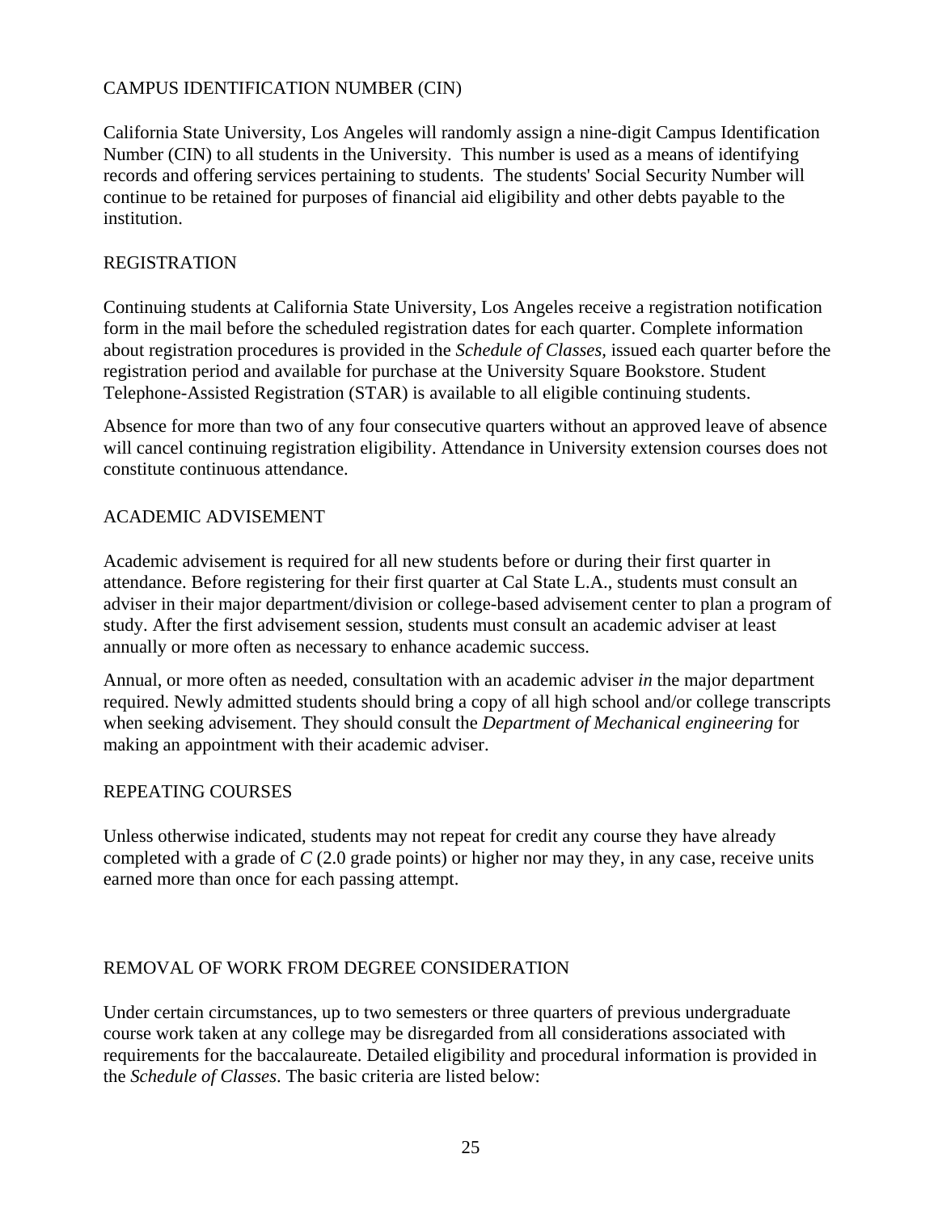## CAMPUS IDENTIFICATION NUMBER (CIN)

California State University, Los Angeles will randomly assign a nine-digit Campus Identification Number (CIN) to all students in the University. This number is used as a means of identifying records and offering services pertaining to students. The students' Social Security Number will continue to be retained for purposes of financial aid eligibility and other debts payable to the institution.

## REGISTRATION

Continuing students at California State University, Los Angeles receive a registration notification form in the mail before the scheduled registration dates for each quarter. Complete information about registration procedures is provided in the *Schedule of Classes,* issued each quarter before the registration period and available for purchase at the University Square Bookstore. Student Telephone-Assisted Registration (STAR) is available to all eligible continuing students.

Absence for more than two of any four consecutive quarters without an approved leave of absence will cancel continuing registration eligibility. Attendance in University extension courses does not constitute continuous attendance.

## ACADEMIC ADVISEMENT

Academic advisement is required for all new students before or during their first quarter in attendance. Before registering for their first quarter at Cal State L.A., students must consult an adviser in their major department/division or college-based advisement center to plan a program of study. After the first advisement session, students must consult an academic adviser at least annually or more often as necessary to enhance academic success.

Annual, or more often as needed, consultation with an academic adviser *in* the major department required. Newly admitted students should bring a copy of all high school and/or college transcripts when seeking advisement. They should consult the *Department of Mechanical engineering* for making an appointment with their academic adviser.

## REPEATING COURSES

Unless otherwise indicated, students may not repeat for credit any course they have already completed with a grade of *C* (2.0 grade points) or higher nor may they, in any case, receive units earned more than once for each passing attempt.

## REMOVAL OF WORK FROM DEGREE CONSIDERATION

Under certain circumstances, up to two semesters or three quarters of previous undergraduate course work taken at any college may be disregarded from all considerations associated with requirements for the baccalaureate. Detailed eligibility and procedural information is provided in the *Schedule of Classes*. The basic criteria are listed below: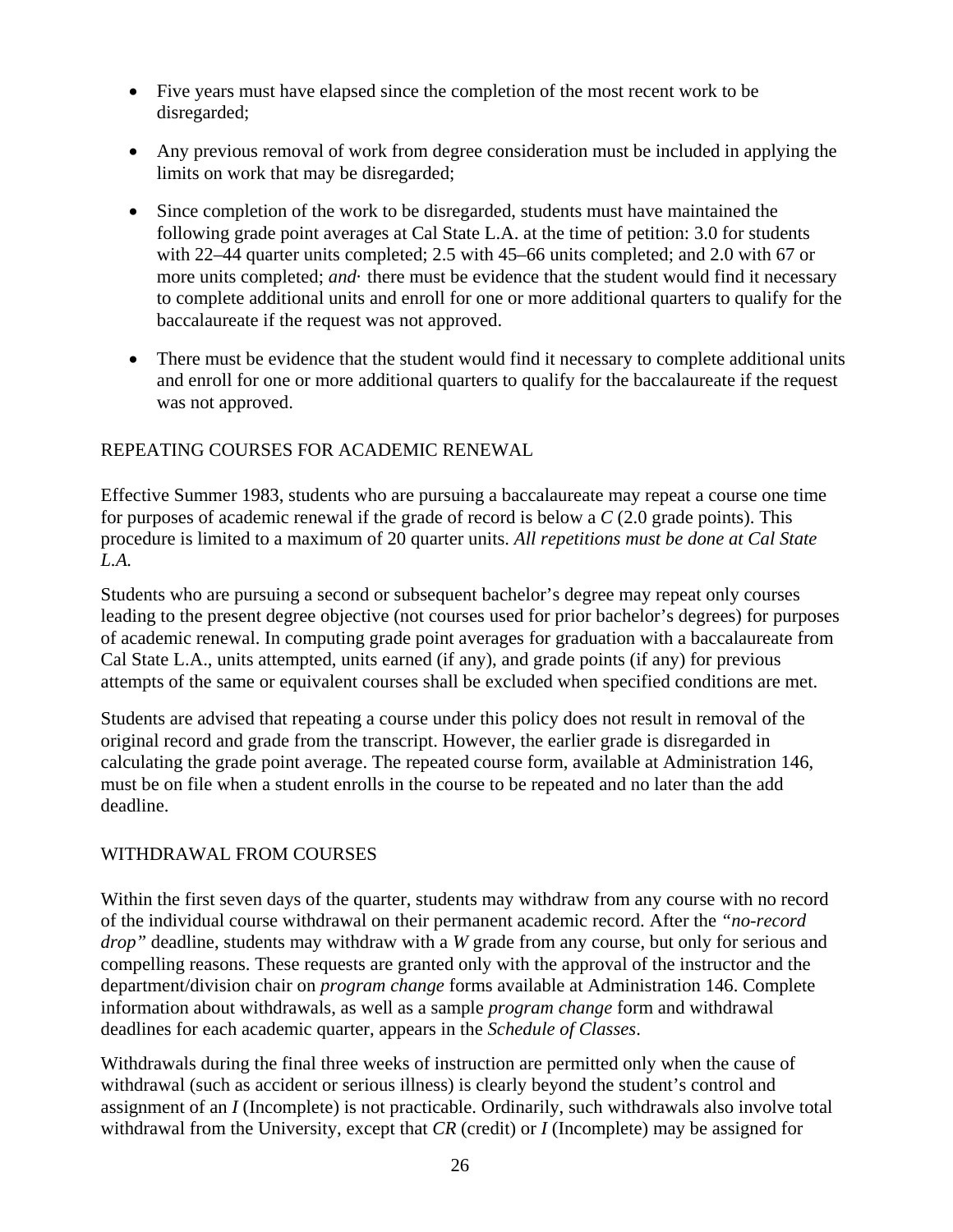- Five years must have elapsed since the completion of the most recent work to be disregarded;
- Any previous removal of work from degree consideration must be included in applying the limits on work that may be disregarded;
- Since completion of the work to be disregarded, students must have maintained the following grade point averages at Cal State L.A. at the time of petition: 3.0 for students with 22–44 quarter units completed; 2.5 with 45–66 units completed; and 2.0 with 67 or more units completed; ***and·*** there must be evidence that the student would find it necessary to complete additional units and enroll for one or more additional quarters to qualify for the baccalaureate if the request was not approved.
- There must be evidence that the student would find it necessary to complete additional units and enroll for one or more additional quarters to qualify for the baccalaureate if the request was not approved.

## REPEATING COURSES FOR ACADEMIC RENEWAL

Effective Summer 1983, students who are pursuing a baccalaureate may repeat a course one time for purposes of academic renewal if the grade of record is below a *C* (2.0 grade points). This procedure is limited to a maximum of 20 quarter units. *All repetitions must be done at Cal State L.A.*

Students who are pursuing a second or subsequent bachelor's degree may repeat only courses leading to the present degree objective (not courses used for prior bachelor's degrees) for purposes of academic renewal. In computing grade point averages for graduation with a baccalaureate from Cal State L.A., units attempted, units earned (if any), and grade points (if any) for previous attempts of the same or equivalent courses shall be excluded when specified conditions are met.

Students are advised that repeating a course under this policy does not result in removal of the original record and grade from the transcript. However, the earlier grade is disregarded in calculating the grade point average. The repeated course form, available at Administration 146, must be on file when a student enrolls in the course to be repeated and no later than the add deadline.

## WITHDRAWAL FROM COURSES

Within the first seven days of the quarter, students may withdraw from any course with no record of the individual course withdrawal on their permanent academic record. After the *"no-record drop"* deadline, students may withdraw with a *W* grade from any course, but only for serious and compelling reasons. These requests are granted only with the approval of the instructor and the department/division chair on *program change* forms available at Administration 146. Complete information about withdrawals, as well as a sample *program change* form and withdrawal deadlines for each academic quarter, appears in the *Schedule of Classes*.

Withdrawals during the final three weeks of instruction are permitted only when the cause of withdrawal (such as accident or serious illness) is clearly beyond the student's control and assignment of an *I* (Incomplete) is not practicable. Ordinarily, such withdrawals also involve total withdrawal from the University, except that *CR* (credit) or *I* (Incomplete) may be assigned for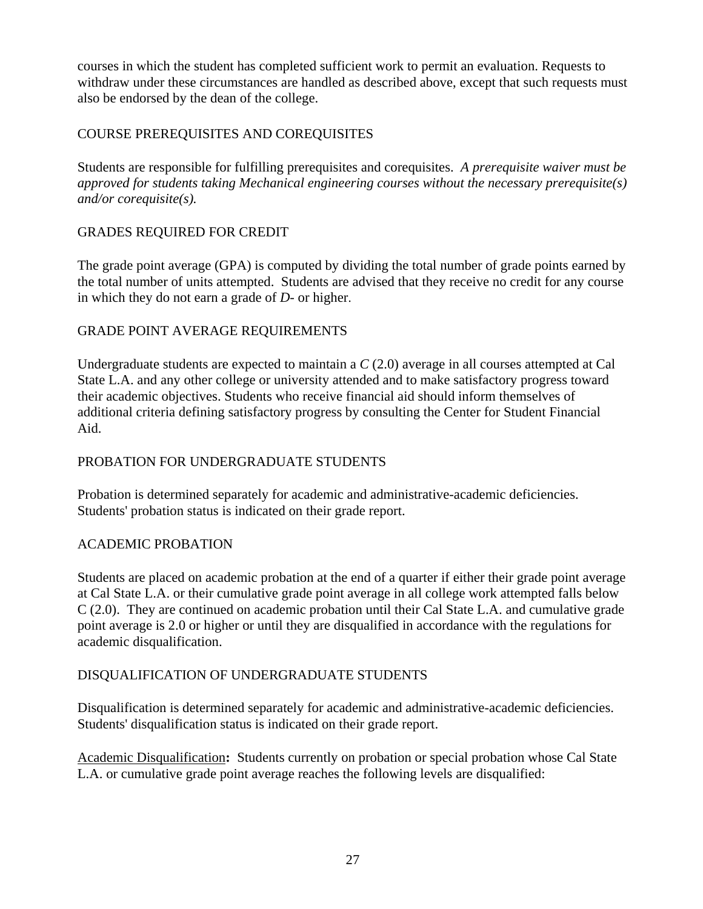courses in which the student has completed sufficient work to permit an evaluation. Requests to withdraw under these circumstances are handled as described above, except that such requests must also be endorsed by the dean of the college.

## COURSE PREREQUISITES AND COREQUISITES

Students are responsible for fulfilling prerequisites and corequisites. *A prerequisite waiver must be approved for students taking Mechanical engineering courses without the necessary prerequisite(s) and/or corequisite(s).*

## GRADES REQUIRED FOR CREDIT

The grade point average (GPA) is computed by dividing the total number of grade points earned by the total number of units attempted. Students are advised that they receive no credit for any course in which they do not earn a grade of *D-* or higher.

## GRADE POINT AVERAGE REQUIREMENTS

Undergraduate students are expected to maintain a *C* (2.0) average in all courses attempted at Cal State L.A. and any other college or university attended and to make satisfactory progress toward their academic objectives. Students who receive financial aid should inform themselves of additional criteria defining satisfactory progress by consulting the Center for Student Financial Aid.

## PROBATION FOR UNDERGRADUATE STUDENTS

Probation is determined separately for academic and administrative-academic deficiencies. Students' probation status is indicated on their grade report.

## ACADEMIC PROBATION

Students are placed on academic probation at the end of a quarter if either their grade point average at Cal State L.A. or their cumulative grade point average in all college work attempted falls below C (2.0). They are continued on academic probation until their Cal State L.A. and cumulative grade point average is 2.0 or higher or until they are disqualified in accordance with the regulations for academic disqualification.

## DISQUALIFICATION OF UNDERGRADUATE STUDENTS

Disqualification is determined separately for academic and administrative-academic deficiencies. Students' disqualification status is indicated on their grade report.

Academic Disqualification**:** Students currently on probation or special probation whose Cal State L.A. or cumulative grade point average reaches the following levels are disqualified: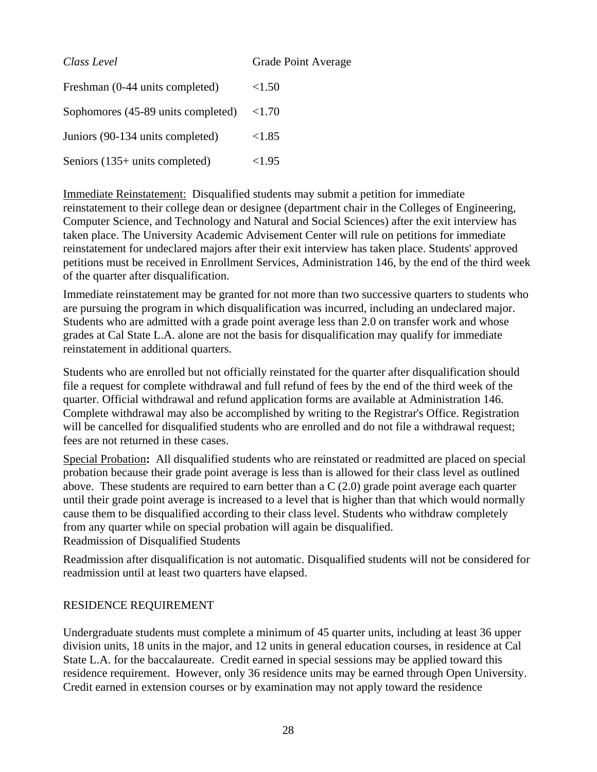| *Class Level* | Grade Point Average |
|---|---|
| Freshman (0-44 units completed) | <1.50 |
| Sophomores (45-89 units completed) | <1.70 |
| Juniors (90-134 units completed) | <1.85 |
| Seniors (135+ units completed) | <1.95 |

<u>Immediate Reinstatement:</u> Disqualified students may submit a petition for immediate reinstatement to their college dean or designee (department chair in the Colleges of Engineering, Computer Science, and Technology and Natural and Social Sciences) after the exit interview has taken place. The University Academic Advisement Center will rule on petitions for immediate reinstatement for undeclared majors after their exit interview has taken place. Students' approved petitions must be received in Enrollment Services, Administration 146, by the end of the third week of the quarter after disqualification.

Immediate reinstatement may be granted for not more than two successive quarters to students who are pursuing the program in which disqualification was incurred, including an undeclared major. Students who are admitted with a grade point average less than 2.0 on transfer work and whose grades at Cal State L.A. alone are not the basis for disqualification may qualify for immediate reinstatement in additional quarters.

Students who are enrolled but not officially reinstated for the quarter after disqualification should file a request for complete withdrawal and full refund of fees by the end of the third week of the quarter. Official withdrawal and refund application forms are available at Administration 146. Complete withdrawal may also be accomplished by writing to the Registrar's Office. Registration will be cancelled for disqualified students who are enrolled and do not file a withdrawal request; fees are not returned in these cases.

<u>Special Probation</u>**:** All disqualified students who are reinstated or readmitted are placed on special probation because their grade point average is less than is allowed for their class level as outlined above. These students are required to earn better than a C (2.0) grade point average each quarter until their grade point average is increased to a level that is higher than that which would normally cause them to be disqualified according to their class level. Students who withdraw completely from any quarter while on special probation will again be disqualified.

Readmission of Disqualified Students

Readmission after disqualification is not automatic. Disqualified students will not be considered for readmission until at least two quarters have elapsed.

## RESIDENCE REQUIREMENT

Undergraduate students must complete a minimum of 45 quarter units, including at least 36 upper division units, 18 units in the major, and 12 units in general education courses, in residence at Cal State L.A. for the baccalaureate. Credit earned in special sessions may be applied toward this residence requirement. However, only 36 residence units may be earned through Open University. Credit earned in extension courses or by examination may not apply toward the residence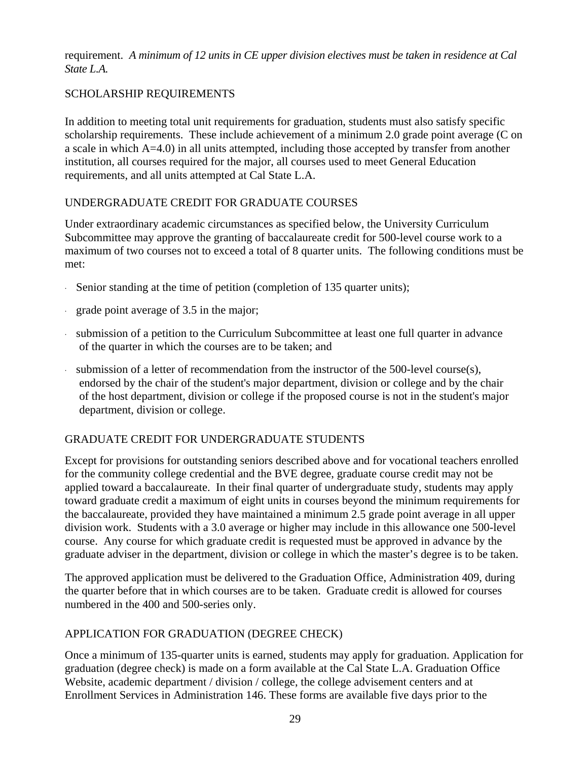requirement. *A minimum of 12 units in CE upper division electives must be taken in residence at Cal State L.A.*

## SCHOLARSHIP REQUIREMENTS

In addition to meeting total unit requirements for graduation, students must also satisfy specific scholarship requirements. These include achievement of a minimum 2.0 grade point average (C on a scale in which A=4.0) in all units attempted, including those accepted by transfer from another institution, all courses required for the major, all courses used to meet General Education requirements, and all units attempted at Cal State L.A.

## UNDERGRADUATE CREDIT FOR GRADUATE COURSES

Under extraordinary academic circumstances as specified below, the University Curriculum Subcommittee may approve the granting of baccalaureate credit for 500-level course work to a maximum of two courses not to exceed a total of 8 quarter units. The following conditions must be met:

- Senior standing at the time of petition (completion of 135 quarter units);
- grade point average of 3.5 in the major;
- submission of a petition to the Curriculum Subcommittee at least one full quarter in advance of the quarter in which the courses are to be taken; and
- submission of a letter of recommendation from the instructor of the 500-level course(s), endorsed by the chair of the student's major department, division or college and by the chair of the host department, division or college if the proposed course is not in the student's major department, division or college.

## GRADUATE CREDIT FOR UNDERGRADUATE STUDENTS

Except for provisions for outstanding seniors described above and for vocational teachers enrolled for the community college credential and the BVE degree, graduate course credit may not be applied toward a baccalaureate. In their final quarter of undergraduate study, students may apply toward graduate credit a maximum of eight units in courses beyond the minimum requirements for the baccalaureate, provided they have maintained a minimum 2.5 grade point average in all upper division work. Students with a 3.0 average or higher may include in this allowance one 500-level course. Any course for which graduate credit is requested must be approved in advance by the graduate adviser in the department, division or college in which the master's degree is to be taken.

The approved application must be delivered to the Graduation Office, Administration 409, during the quarter before that in which courses are to be taken. Graduate credit is allowed for courses numbered in the 400 and 500-series only.

## APPLICATION FOR GRADUATION (DEGREE CHECK)

Once a minimum of 135-quarter units is earned, students may apply for graduation. Application for graduation (degree check) is made on a form available at the Cal State L.A. Graduation Office Website, academic department / division / college, the college advisement centers and at Enrollment Services in Administration 146. These forms are available five days prior to the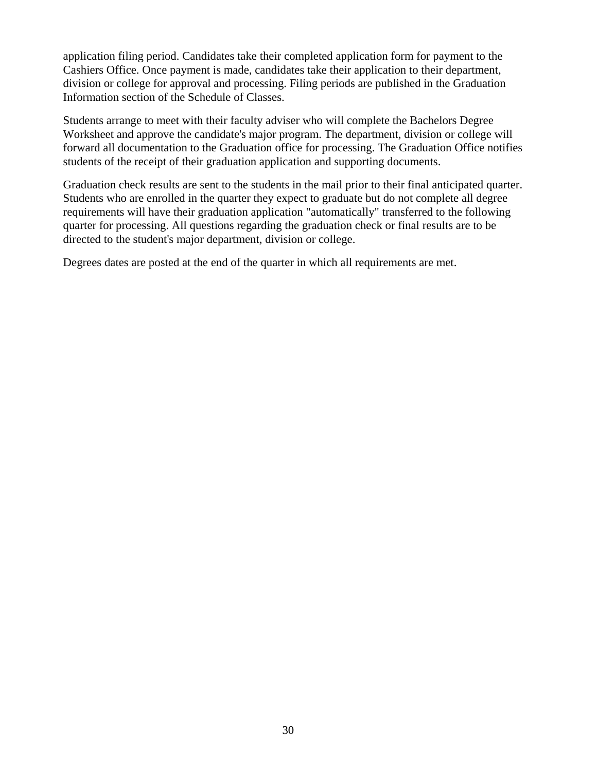application filing period. Candidates take their completed application form for payment to the Cashiers Office. Once payment is made, candidates take their application to their department, division or college for approval and processing. Filing periods are published in the Graduation Information section of the Schedule of Classes.

Students arrange to meet with their faculty adviser who will complete the Bachelors Degree Worksheet and approve the candidate's major program. The department, division or college will forward all documentation to the Graduation office for processing. The Graduation Office notifies students of the receipt of their graduation application and supporting documents.

Graduation check results are sent to the students in the mail prior to their final anticipated quarter. Students who are enrolled in the quarter they expect to graduate but do not complete all degree requirements will have their graduation application "automatically" transferred to the following quarter for processing. All questions regarding the graduation check or final results are to be directed to the student's major department, division or college.

Degrees dates are posted at the end of the quarter in which all requirements are met.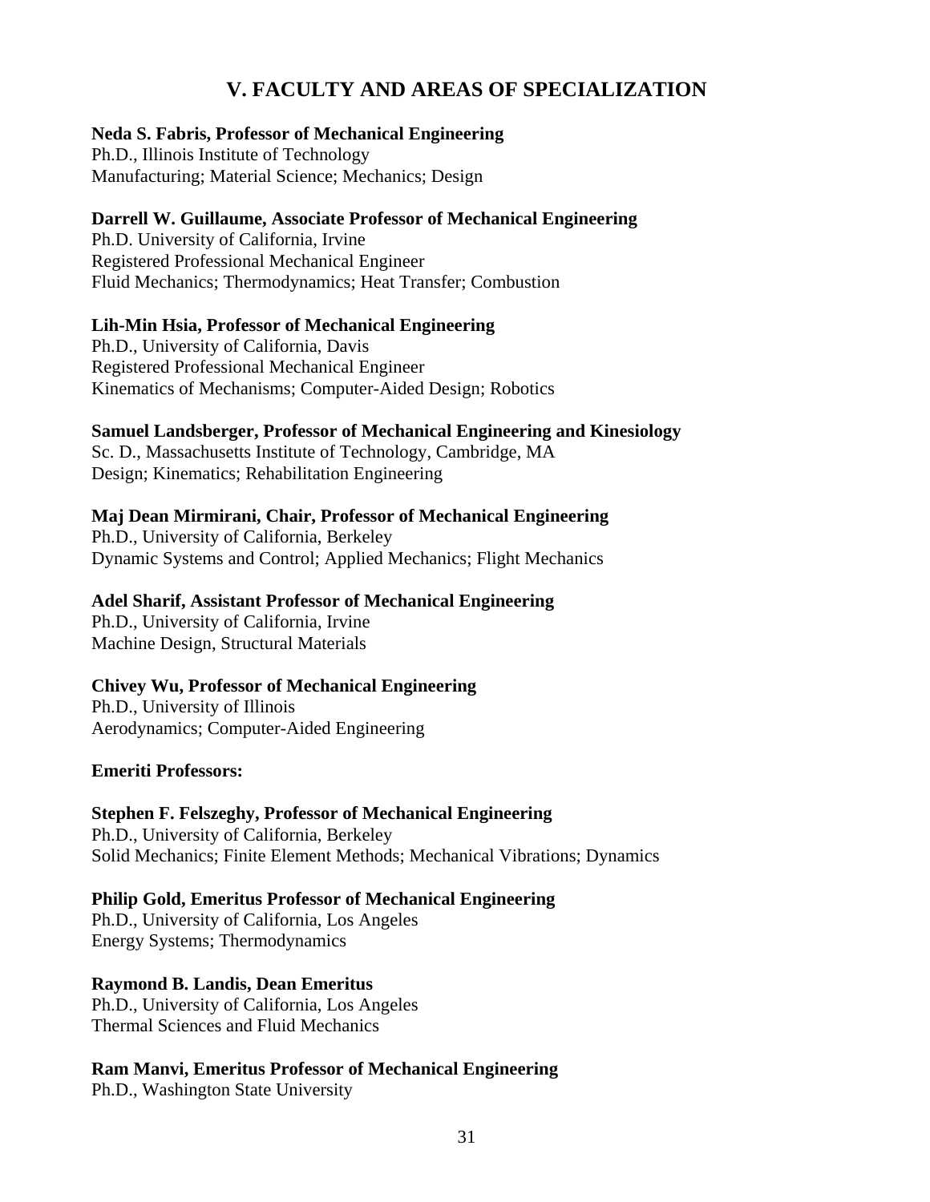# V. FACULTY AND AREAS OF SPECIALIZATION

**Neda S. Fabris, Professor of Mechanical Engineering**
Ph.D., Illinois Institute of Technology
Manufacturing; Material Science; Mechanics; Design

**Darrell W. Guillaume, Associate Professor of Mechanical Engineering**
Ph.D. University of California, Irvine
Registered Professional Mechanical Engineer
Fluid Mechanics; Thermodynamics; Heat Transfer; Combustion

**Lih-Min Hsia, Professor of Mechanical Engineering**
Ph.D., University of California, Davis
Registered Professional Mechanical Engineer
Kinematics of Mechanisms; Computer-Aided Design; Robotics

**Samuel Landsberger, Professor of Mechanical Engineering and Kinesiology**
Sc. D., Massachusetts Institute of Technology, Cambridge, MA
Design; Kinematics; Rehabilitation Engineering

**Maj Dean Mirmirani, Chair, Professor of Mechanical Engineering**
Ph.D., University of California, Berkeley
Dynamic Systems and Control; Applied Mechanics; Flight Mechanics

**Adel Sharif, Assistant Professor of Mechanical Engineering**
Ph.D., University of California, Irvine
Machine Design, Structural Materials

**Chivey Wu, Professor of Mechanical Engineering**
Ph.D., University of Illinois
Aerodynamics; Computer-Aided Engineering

**Emeriti Professors:**

**Stephen F. Felszeghy, Professor of Mechanical Engineering**
Ph.D., University of California, Berkeley
Solid Mechanics; Finite Element Methods; Mechanical Vibrations; Dynamics

**Philip Gold, Emeritus Professor of Mechanical Engineering**
Ph.D., University of California, Los Angeles
Energy Systems; Thermodynamics

**Raymond B. Landis, Dean Emeritus**
Ph.D., University of California, Los Angeles
Thermal Sciences and Fluid Mechanics

**Ram Manvi, Emeritus Professor of Mechanical Engineering**
Ph.D., Washington State University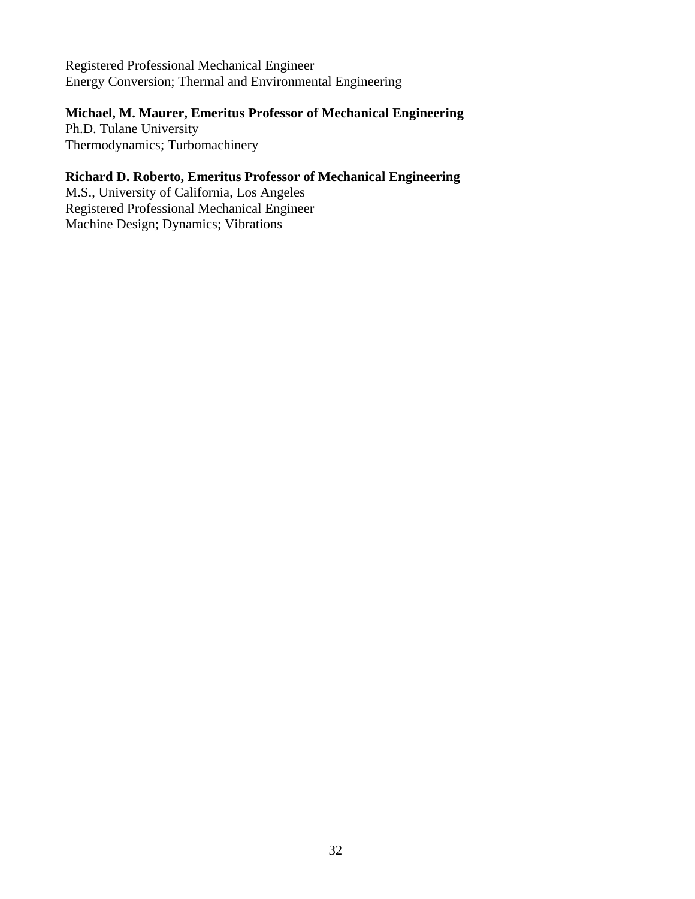Registered Professional Mechanical Engineer
Energy Conversion; Thermal and Environmental Engineering

**Michael, M. Maurer, Emeritus Professor of Mechanical Engineering**
Ph.D. Tulane University
Thermodynamics; Turbomachinery

**Richard D. Roberto, Emeritus Professor of Mechanical Engineering**
M.S., University of California, Los Angeles
Registered Professional Mechanical Engineer
Machine Design; Dynamics; Vibrations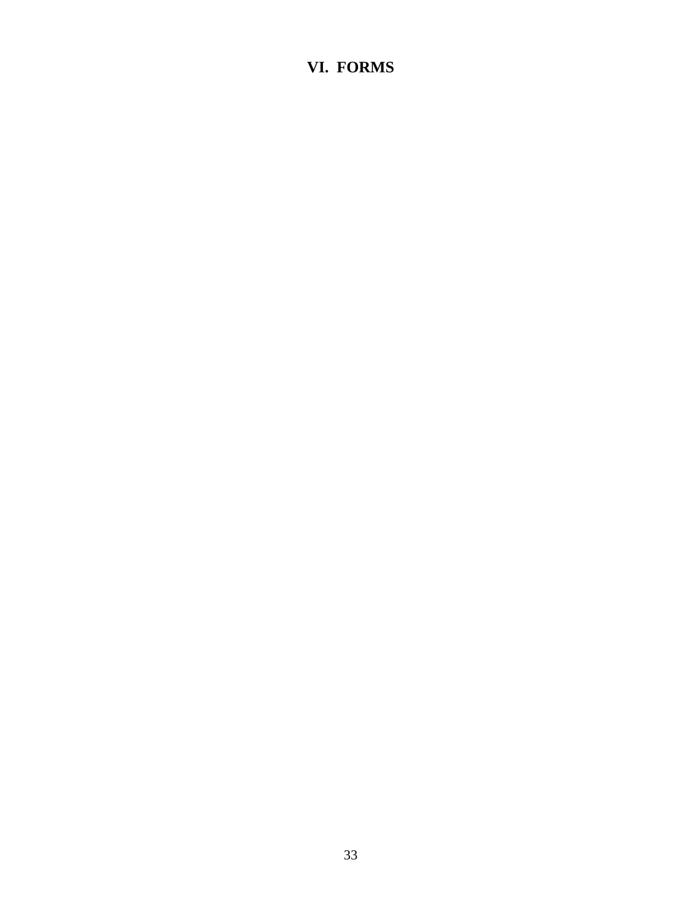# VI. FORMS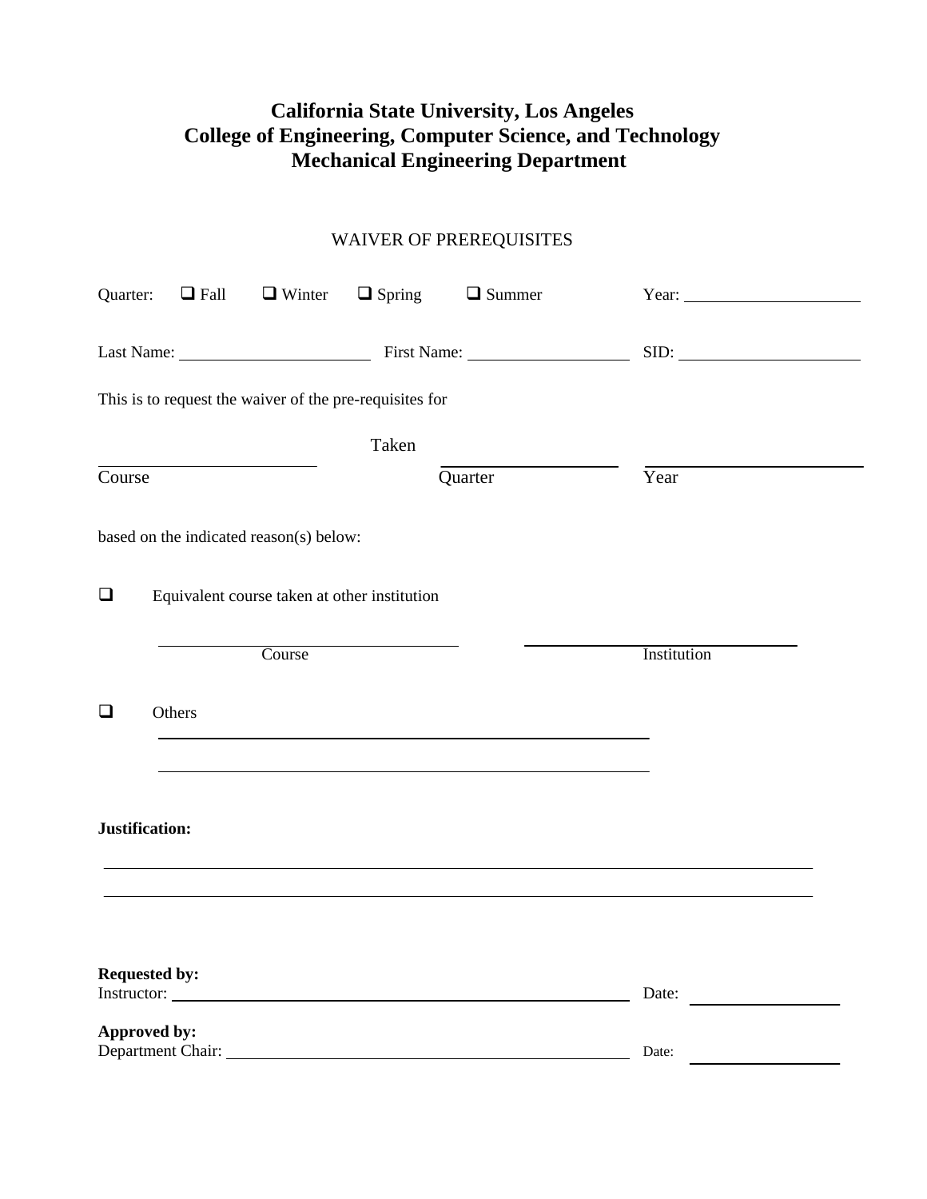# California State University, Los Angeles
# College of Engineering, Computer Science, and Technology
# Mechanical Engineering Department

## WAIVER OF PREREQUISITES

Quarter: ❑ Fall ❑ Winter ❑ Spring ❑ Summer Year: ____________________

Last Name: ______________________ First Name: __________________ SID: ____________________

This is to request the waiver of the pre-requisites for

________________________ Taken ____________________ ________________________

Course Quarter Year

based on the indicated reason(s) below:

❑ Equivalent course taken at other institution

__________________________________ ______________________________

Course Institution

❑ Others

_______________________________________________________

_______________________________________________________

**Justification:**

_______________________________________________________________________________

_______________________________________________________________________________

**Requested by:**
Instructor: _______________________________________________ Date: ________________

**Approved by:**
Department Chair: __________________________________________ Date: ________________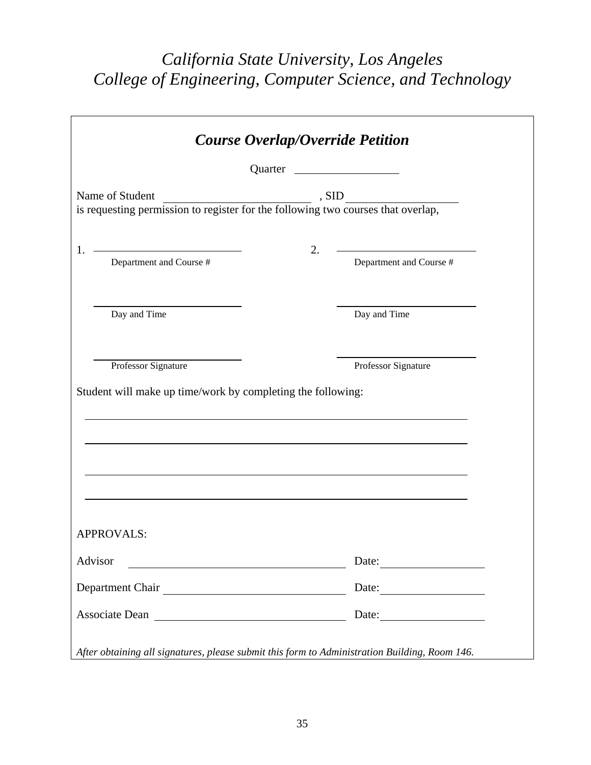# *California State University, Los Angeles*
# *College of Engineering, Computer Science, and Technology*

## ***Course Overlap/Override Petition***

Quarter ____________________

Name of Student ____________________________ , SID ____________________
is requesting permission to register for the following two courses that overlap,

1. ____________________________
Department and Course #

2. ____________________________
Department and Course #

____________________________
Day and Time

____________________________
Day and Time

____________________________
Professor Signature

____________________________
Professor Signature

Student will make up time/work by completing the following:

________________________________________________________________________

________________________________________________________________________

________________________________________________________________________

________________________________________________________________________

APPROVALS:

Advisor ________________________________________ Date: ____________________

Department Chair ________________________________ Date: ____________________

Associate Dean _________________________________ Date: ____________________

*After obtaining all signatures, please submit this form to Administration Building, Room 146.*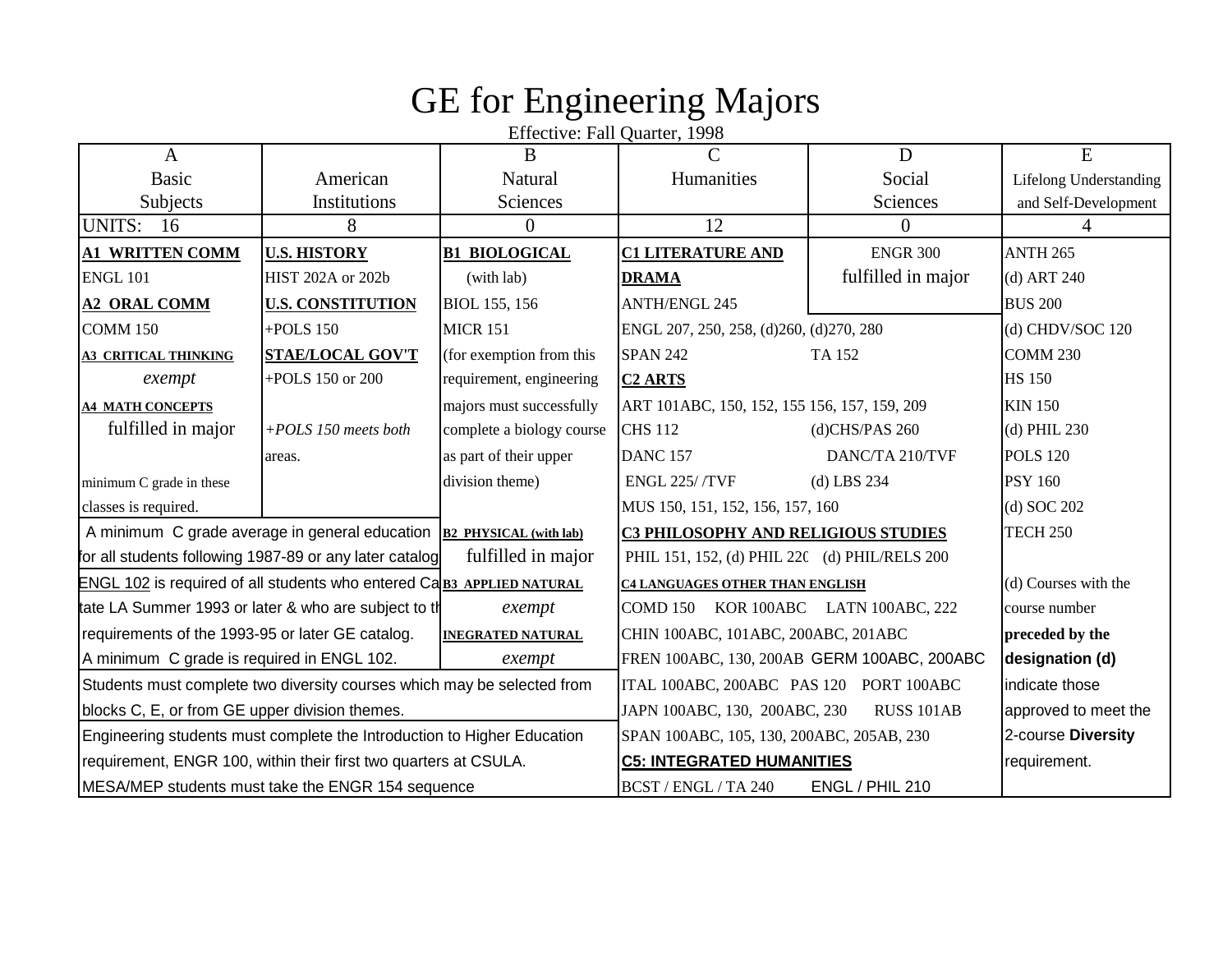# GE for Engineering Majors

Effective: Fall Quarter, 1998

| A Basic Subjects | American Institutions | B Natural Sciences | C Humanities | D Social Sciences | E Lifelong Understanding and Self-Development |
|---|---|---|---|---|---|
| UNITS: 16 | 8 | 0 | 12 | 0 | 4 |
| **A1 WRITTEN COMM** | **U.S. HISTORY** | **B1 BIOLOGICAL** | **C1 LITERATURE AND DRAMA** | ENGR 300 fulfilled in major | ANTH 265 |
| ENGL 101 | HIST 202A or 202b | (with lab) | ANTH/ENGL 245 | | (d) ART 240 |
| **A2 ORAL COMM** | **U.S. CONSTITUTION** | BIOL 155, 156 | ENGL 207, 250, 258, (d)260, (d)270, 280 | | BUS 200 |
| COMM 150 | +POLS 150 | MICR 151 | SPAN 242 | TA 152 | (d) CHDV/SOC 120 |
| **A3 CRITICAL THINKING** | **STAE/LOCAL GOV'T** | (for exemption from this requirement, engineering majors must successfully complete a biology course as part of their upper division theme) | **C2 ARTS** | | COMM 230 |
| *exempt* | +POLS 150 or 200 | | ART 101ABC, 150, 152, 155 156, 157, 159, 209 | | HS 150 |
| **A4 MATH CONCEPTS** | | | CHS 112 | (d)CHS/PAS 260 | KIN 150 |
| fulfilled in major | *+POLS 150 meets both areas.* | | DANC 157 | DANC/TA 210/TVF | (d) PHIL 230 |
| minimum C grade in these classes is required. | | | ENGL 225/ /TVF | (d) LBS 234 | POLS 120 |
| | | | MUS 150, 151, 152, 156, 157, 160 | | PSY 160 |
| A minimum C grade average in general education for all students following 1987-89 or any later catalog | | **B2 PHYSICAL (with lab)** fulfilled in major | **C3 PHILOSOPHY AND RELIGIOUS STUDIES** | | (d) SOC 202 |
| ENGL 102 is required of all students who entered Cal State LA Summer 1993 or later & who are subject to the requirements of the 1993-95 or later GE catalog. A minimum C grade is required in ENGL 102. | | **B3 APPLIED NATURAL** *exempt* | PHIL 151, 152, (d) PHIL 220 | (d) PHIL/RELS 200 | TECH 250 |
| | | **INEGRATED NATURAL** *exempt* | **C4 LANGUAGES OTHER THAN ENGLISH** | | (d) Courses with the course number **preceded by the designation (d)** indicate those approved to meet the 2-course **Diversity** requirement. |
| Students must complete two diversity courses which may be selected from blocks C, E, or from GE upper division themes. | | | COMD 150 KOR 100ABC LATN 100ABC, 222 | | |
| | | | CHIN 100ABC, 101ABC, 200ABC, 201ABC | | |
| | | | FREN 100ABC, 130, 200AB GERM 100ABC, 200ABC | | |
| Engineering students must complete the Introduction to Higher Education requirement, ENGR 100, within their first two quarters at CSULA. MESA/MEP students must take the ENGR 154 sequence | | | ITAL 100ABC, 200ABC PAS 120 PORT 100ABC | | |
| | | | JAPN 100ABC, 130, 200ABC, 230 RUSS 101AB | | |
| | | | SPAN 100ABC, 105, 130, 200ABC, 205AB, 230 | | |
| | | | **C5: INTEGRATED HUMANITIES** | | |
| | | | BCST / ENGL / TA 240 | ENGL / PHIL 210 | |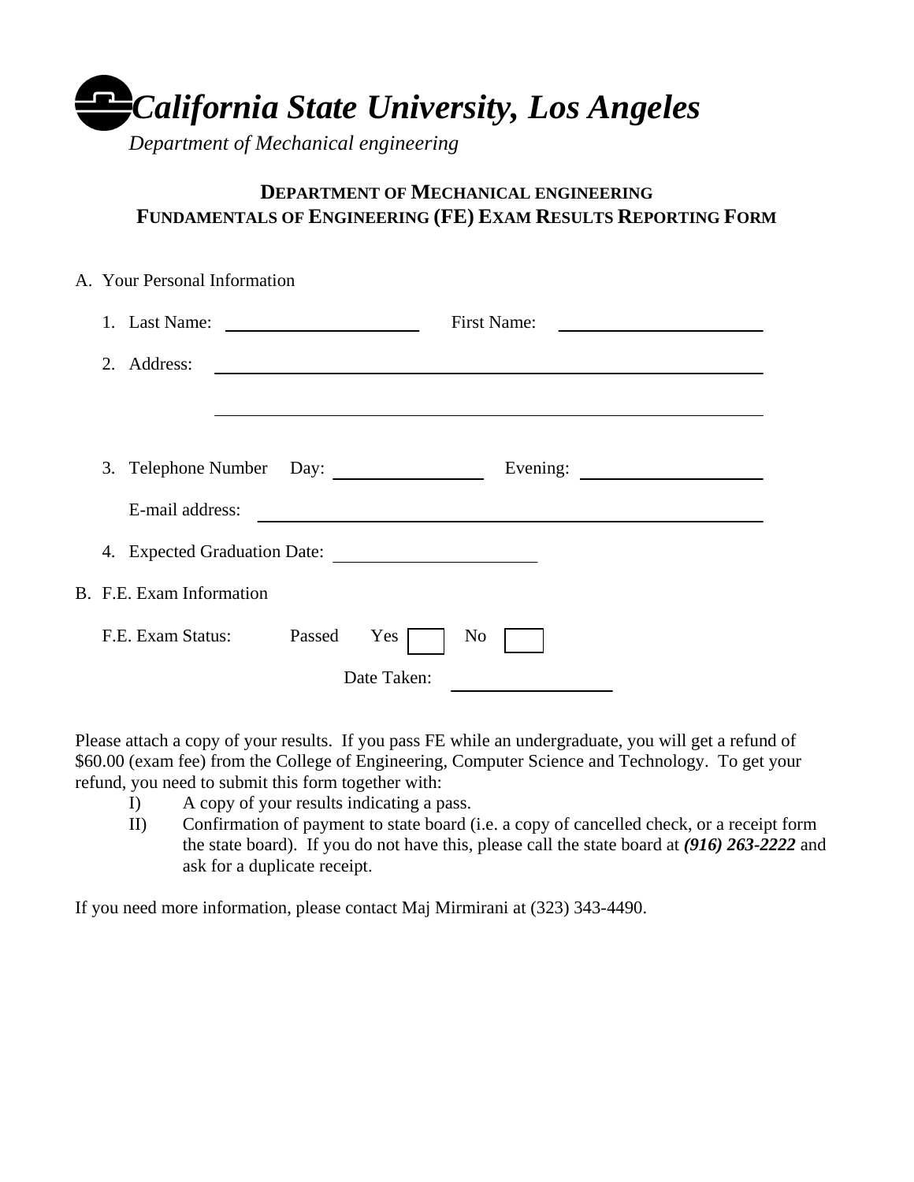# *California State University, Los Angeles*

*Department of Mechanical engineering*

## DEPARTMENT OF MECHANICAL ENGINEERING
## FUNDAMENTALS OF ENGINEERING (FE) EXAM RESULTS REPORTING FORM

A. Your Personal Information

1. Last Name: ____________________ First Name: ____________________

2. Address: ____________________________________________________________

   ____________________________________________________________

3. Telephone Number Day: ______________ Evening: ____________________

   E-mail address: ____________________________________________________

4. Expected Graduation Date: ____________________

B. F.E. Exam Information

F.E. Exam Status: Passed Yes ☐ No ☐

Date Taken: ______________

Please attach a copy of your results. If you pass FE while an undergraduate, you will get a refund of $60.00 (exam fee) from the College of Engineering, Computer Science and Technology. To get your refund, you need to submit this form together with:

I) A copy of your results indicating a pass.

II) Confirmation of payment to state board (i.e. a copy of cancelled check, or a receipt form the state board). If you do not have this, please call the state board at ***(916) 263-2222*** and ask for a duplicate receipt.

If you need more information, please contact Maj Mirmirani at (323) 343-4490.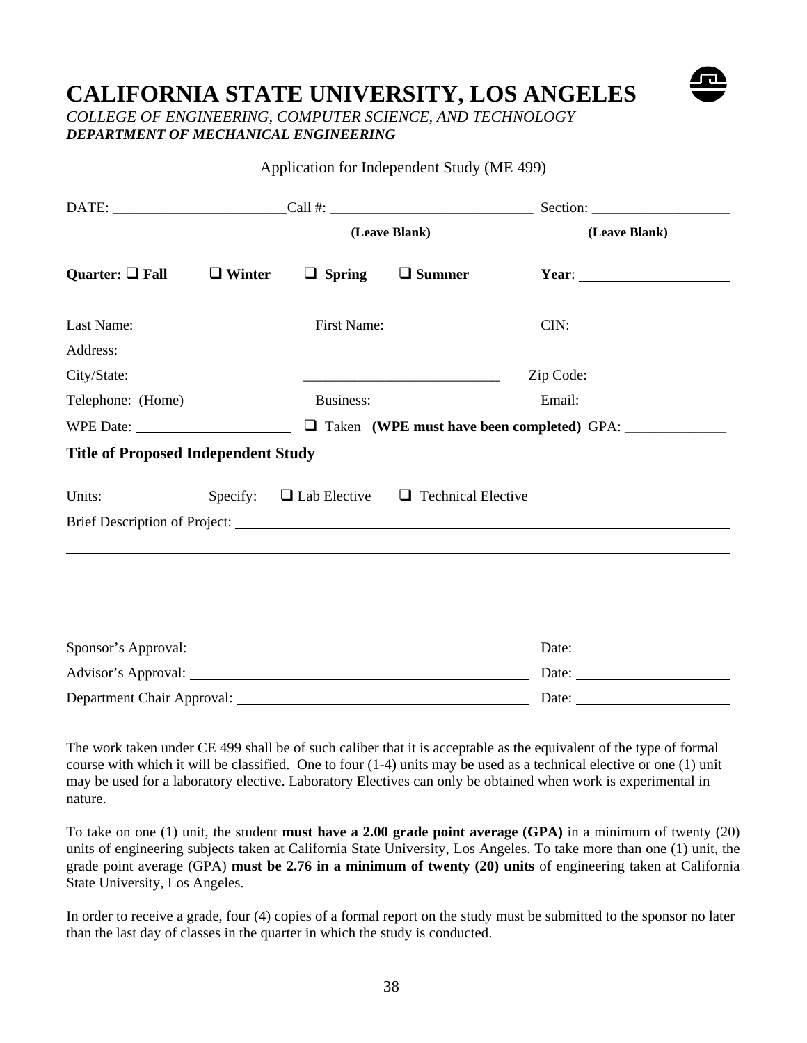# CALIFORNIA STATE UNIVERSITY, LOS ANGELES

*COLLEGE OF ENGINEERING, COMPUTER SCIENCE, AND TECHNOLOGY*
***DEPARTMENT OF MECHANICAL ENGINEERING***

Application for Independent Study (ME 499)

DATE: ________________________ Call #: ____________________________ Section: ___________________
(Leave Blank) (Leave Blank)

**Quarter:** ❑ **Fall** ❑ **Winter** ❑ **Spring** ❑ **Summer** **Year**: ____________________

Last Name: ______________________ First Name: ___________________ CIN: _____________________

Address: ______________________________________________________________________________

City/State: ____________________________________________________ Zip Code: ___________________

Telephone: (Home) ________________ Business: _____________________ Email: ____________________

WPE Date: _____________________ ❑ Taken **(WPE must have been completed)** GPA: ______________

**Title of Proposed Independent Study**

Units: ________ Specify: ❑ Lab Elective ❑ Technical Elective

Brief Description of Project: _____________________________________________________________

_______________________________________________________________________________________

_______________________________________________________________________________________

_______________________________________________________________________________________

Sponsor's Approval: ______________________________________________ Date: _____________________

Advisor's Approval: ______________________________________________ Date: _____________________

Department Chair Approval: ________________________________________ Date: _____________________

The work taken under CE 499 shall be of such caliber that it is acceptable as the equivalent of the type of formal course with which it will be classified. One to four (1-4) units may be used as a technical elective or one (1) unit may be used for a laboratory elective. Laboratory Electives can only be obtained when work is experimental in nature.

To take on one (1) unit, the student **must have a 2.00 grade point average (GPA)** in a minimum of twenty (20) units of engineering subjects taken at California State University, Los Angeles. To take more than one (1) unit, the grade point average (GPA) **must be 2.76 in a minimum of twenty (20) units** of engineering taken at California State University, Los Angeles.

In order to receive a grade, four (4) copies of a formal report on the study must be submitted to the sponsor no later than the last day of classes in the quarter in which the study is conducted.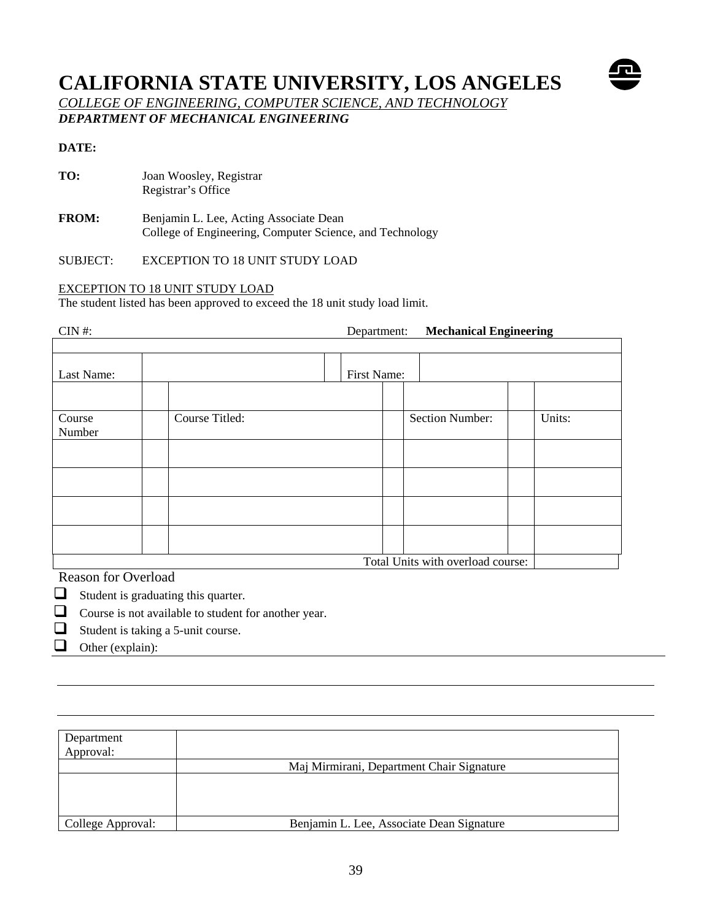# CALIFORNIA STATE UNIVERSITY, LOS ANGELES

*COLLEGE OF ENGINEERING, COMPUTER SCIENCE, AND TECHNOLOGY*

***DEPARTMENT OF MECHANICAL ENGINEERING***

**DATE:**

**TO:** Joan Woosley, Registrar
Registrar's Office

**FROM:** Benjamin L. Lee, Acting Associate Dean
College of Engineering, Computer Science, and Technology

SUBJECT: EXCEPTION TO 18 UNIT STUDY LOAD

EXCEPTION TO 18 UNIT STUDY LOAD

The student listed has been approved to exceed the 18 unit study load limit.

CIN #: Department: **Mechanical Engineering**

| Last Name: | | First Name: | | | |
|---|---|---|---|---|---|
| | | | | | |
| Course Number | Course Titled: | | Section Number: | | Units: |
| | | | | | |
| | | | | | |
| | | | | | |
| | | | | | |
| | | | Total Units with overload course: | | |

Reason for Overload

- ☐ Student is graduating this quarter.
- ☐ Course is not available to student for another year.
- ☐ Student is taking a 5-unit course.
- ☐ Other (explain):

______________________________________________________________________________

______________________________________________________________________________

______________________________________________________________________________

| Department Approval: | |
|---|---|
| | Maj Mirmirani, Department Chair Signature |
| | |
| College Approval: | Benjamin L. Lee, Associate Dean Signature |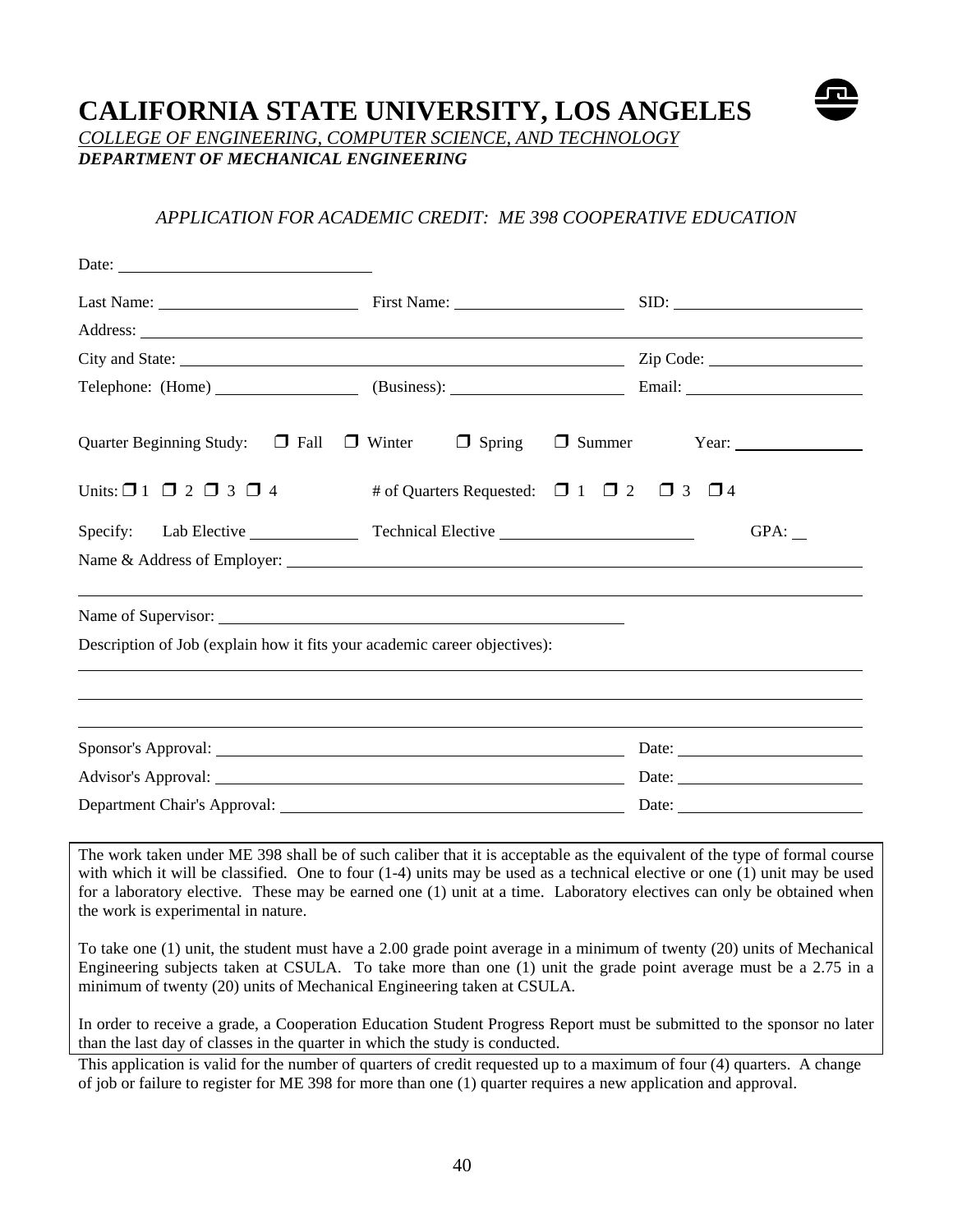# CALIFORNIA STATE UNIVERSITY, LOS ANGELES

*COLLEGE OF ENGINEERING, COMPUTER SCIENCE, AND TECHNOLOGY*

***DEPARTMENT OF MECHANICAL ENGINEERING***

*APPLICATION FOR ACADEMIC CREDIT: ME 398 COOPERATIVE EDUCATION*

Date: ______________________________

Last Name: ______________________ First Name: ____________________ SID: ______________________

Address: ______________________________________________________________________________

City and State: ____________________________________________________ Zip Code: __________________

Telephone: (Home) __________________ (Business): ____________________ Email: ______________________

Quarter Beginning Study: ❒ Fall ❒ Winter ❒ Spring ❒ Summer Year: ______________

Units: ❒ 1 ❒ 2 ❒ 3 ❒ 4 # of Quarters Requested: ❒ 1 ❒ 2 ❒ 3 ❒ 4

Specify: Lab Elective ____________ Technical Elective ______________________ GPA: __

Name & Address of Employer: ____________________________________________________________

______________________________________________________________________________

Name of Supervisor: ______________________________________________

Description of Job (explain how it fits your academic career objectives):

______________________________________________________________________________

______________________________________________________________________________

______________________________________________________________________________

Sponsor's Approval: ______________________________________________ Date: ______________________

Advisor's Approval: ______________________________________________ Date: ______________________

Department Chair's Approval: ______________________________________ Date: ______________________

The work taken under ME 398 shall be of such caliber that it is acceptable as the equivalent of the type of formal course with which it will be classified. One to four (1-4) units may be used as a technical elective or one (1) unit may be used for a laboratory elective. These may be earned one (1) unit at a time. Laboratory electives can only be obtained when the work is experimental in nature.

To take one (1) unit, the student must have a 2.00 grade point average in a minimum of twenty (20) units of Mechanical Engineering subjects taken at CSULA. To take more than one (1) unit the grade point average must be a 2.75 in a minimum of twenty (20) units of Mechanical Engineering taken at CSULA.

In order to receive a grade, a Cooperation Education Student Progress Report must be submitted to the sponsor no later than the last day of classes in the quarter in which the study is conducted.

This application is valid for the number of quarters of credit requested up to a maximum of four (4) quarters. A change of job or failure to register for ME 398 for more than one (1) quarter requires a new application and approval.